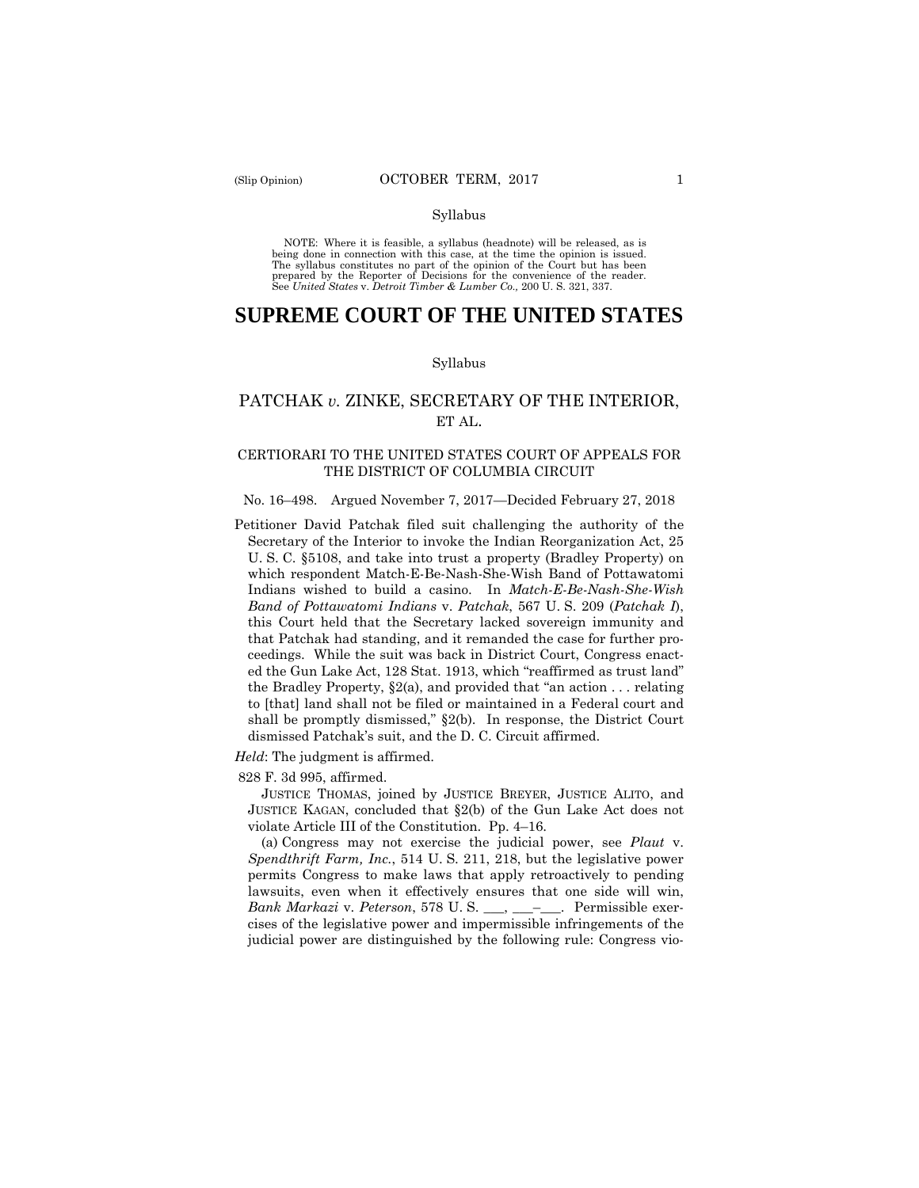Syllabus

NOTE: Where it is feasible, a syllabus (headnote) will be released, as is being done in connection with this case, at the time the opinion is issued. The syllabus constitutes no part of the opinion of the Court but has been prepared by the Reporter of Decisions for the convenience of the reader. See *United States* v. *Detroit Timber & Lumber Co.,* 200 U. S. 321, 337.

# SUPREME COURT OF THE UNITED STATES

Syllabus

## PATCHAK *v.* ZINKE, SECRETARY OF THE INTERIOR, ET AL.

### CERTIORARI TO THE UNITED STATES COURT OF APPEALS FOR THE DISTRICT OF COLUMBIA CIRCUIT

No. 16–498. Argued November 7, 2017—Decided February 27, 2018

Petitioner David Patchak filed suit challenging the authority of the Secretary of the Interior to invoke the Indian Reorganization Act, 25 U. S. C. §5108, and take into trust a property (Bradley Property) on which respondent Match-E-Be-Nash-She-Wish Band of Pottawatomi Indians wished to build a casino. In *Match-E-Be-Nash-She-Wish Band of Pottawatomi Indians* v. *Patchak*, 567 U. S. 209 (*Patchak I*), this Court held that the Secretary lacked sovereign immunity and that Patchak had standing, and it remanded the case for further proceedings. While the suit was back in District Court, Congress enacted the Gun Lake Act, 128 Stat. 1913, which "reaffirmed as trust land" the Bradley Property, §2(a), and provided that "an action . . . relating to [that] land shall not be filed or maintained in a Federal court and shall be promptly dismissed," §2(b). In response, the District Court dismissed Patchak's suit, and the D. C. Circuit affirmed.

*Held*: The judgment is affirmed.

828 F. 3d 995, affirmed.

JUSTICE THOMAS, joined by JUSTICE BREYER, JUSTICE ALITO, and JUSTICE KAGAN, concluded that §2(b) of the Gun Lake Act does not violate Article III of the Constitution. Pp. 4–16.

(a) Congress may not exercise the judicial power, see *Plaut* v. *Spendthrift Farm, Inc.*, 514 U. S. 211, 218, but the legislative power permits Congress to make laws that apply retroactively to pending lawsuits, even when it effectively ensures that one side will win, *Bank Markazi* v. *Peterson*, 578 U. S. ___, ___–___. Permissible exercises of the legislative power and impermissible infringements of the judicial power are distinguished by the following rule: Congress vio-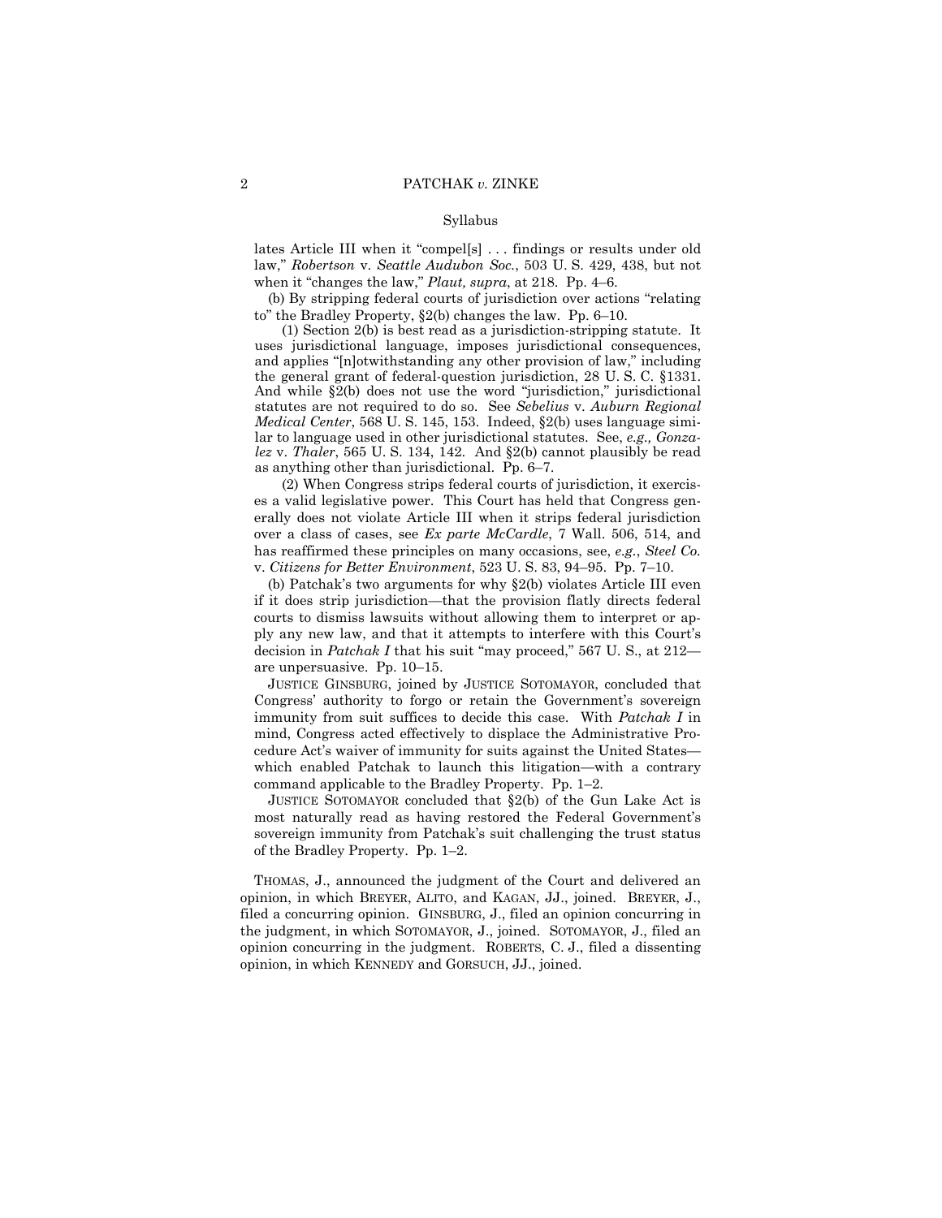Syllabus

lates Article III when it "compel[s] . . . findings or results under old law," *Robertson* v. *Seattle Audubon Soc.*, 503 U. S. 429, 438, but not when it "changes the law," *Plaut, supra*, at 218. Pp. 4–6.

(b) By stripping federal courts of jurisdiction over actions "relating to" the Bradley Property, §2(b) changes the law. Pp. 6–10.

(1) Section 2(b) is best read as a jurisdiction-stripping statute. It uses jurisdictional language, imposes jurisdictional consequences, and applies "[n]otwithstanding any other provision of law," including the general grant of federal-question jurisdiction, 28 U. S. C. §1331. And while §2(b) does not use the word "jurisdiction," jurisdictional statutes are not required to do so. See *Sebelius* v. *Auburn Regional Medical Center*, 568 U. S. 145, 153. Indeed, §2(b) uses language similar to language used in other jurisdictional statutes. See, *e.g., Gonzalez* v. *Thaler*, 565 U. S. 134, 142. And §2(b) cannot plausibly be read as anything other than jurisdictional. Pp. 6–7.

(2) When Congress strips federal courts of jurisdiction, it exercises a valid legislative power. This Court has held that Congress generally does not violate Article III when it strips federal jurisdiction over a class of cases, see *Ex parte McCardle*, 7 Wall. 506, 514, and has reaffirmed these principles on many occasions, see, *e.g.*, *Steel Co.* v. *Citizens for Better Environment*, 523 U. S. 83, 94–95. Pp. 7–10.

(b) Patchak's two arguments for why §2(b) violates Article III even if it does strip jurisdiction—that the provision flatly directs federal courts to dismiss lawsuits without allowing them to interpret or apply any new law, and that it attempts to interfere with this Court's decision in *Patchak I* that his suit "may proceed," 567 U. S., at 212—are unpersuasive. Pp. 10–15.

JUSTICE GINSBURG, joined by JUSTICE SOTOMAYOR, concluded that Congress' authority to forgo or retain the Government's sovereign immunity from suit suffices to decide this case. With *Patchak I* in mind, Congress acted effectively to displace the Administrative Procedure Act's waiver of immunity for suits against the United States—which enabled Patchak to launch this litigation—with a contrary command applicable to the Bradley Property. Pp. 1–2.

JUSTICE SOTOMAYOR concluded that §2(b) of the Gun Lake Act is most naturally read as having restored the Federal Government's sovereign immunity from Patchak's suit challenging the trust status of the Bradley Property. Pp. 1–2.

THOMAS, J., announced the judgment of the Court and delivered an opinion, in which BREYER, ALITO, and KAGAN, JJ., joined. BREYER, J., filed a concurring opinion. GINSBURG, J., filed an opinion concurring in the judgment, in which SOTOMAYOR, J., joined. SOTOMAYOR, J., filed an opinion concurring in the judgment. ROBERTS, C. J., filed a dissenting opinion, in which KENNEDY and GORSUCH, JJ., joined.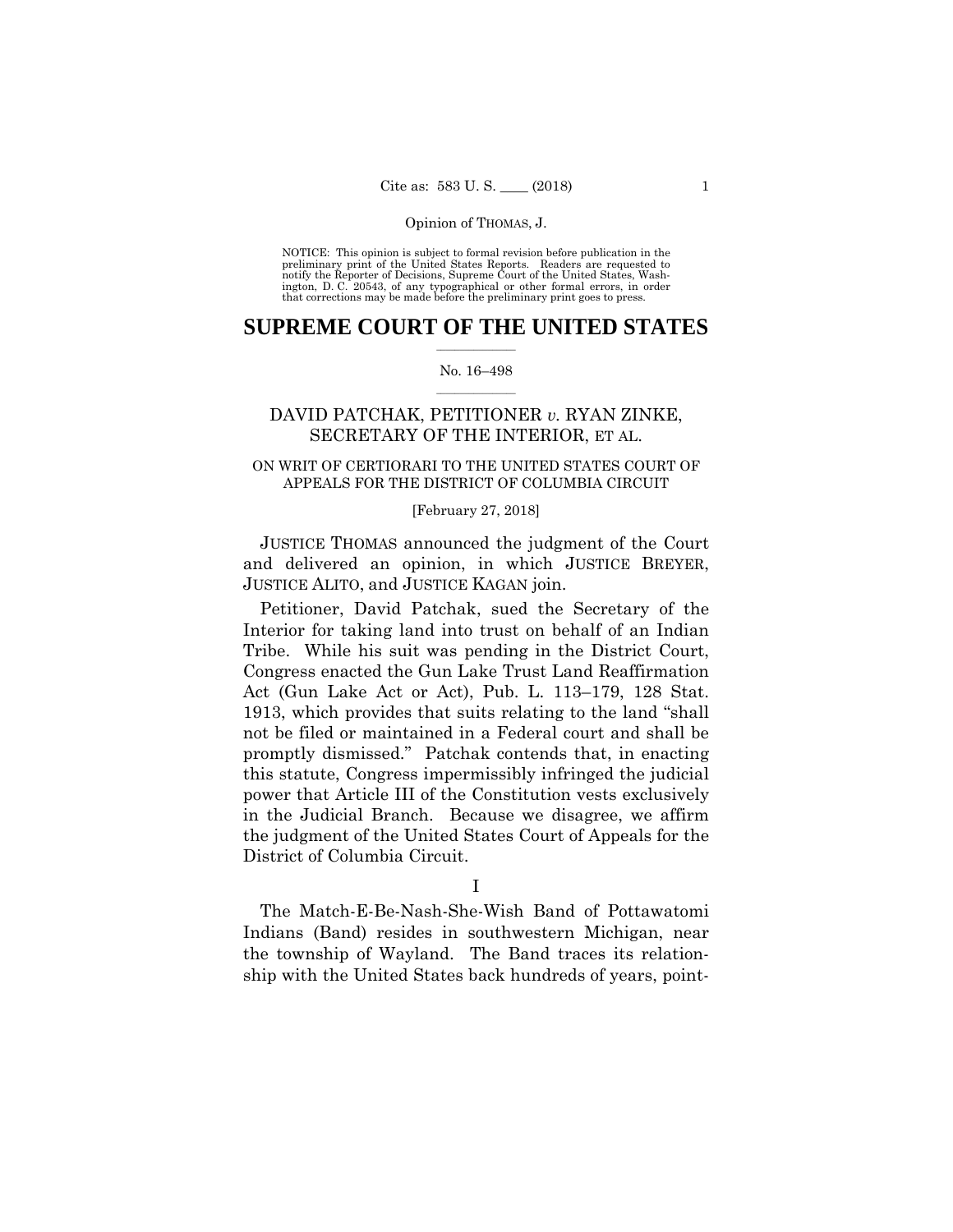NOTICE: This opinion is subject to formal revision before publication in the preliminary print of the United States Reports. Readers are requested to notify the Reporter of Decisions, Supreme Court of the United States, Washington, D. C. 20543, of any typographical or other formal errors, in order that corrections may be made before the preliminary print goes to press.

# SUPREME COURT OF THE UNITED STATES

No. 16–498

DAVID PATCHAK, PETITIONER *v.* RYAN ZINKE, SECRETARY OF THE INTERIOR, ET AL.

ON WRIT OF CERTIORARI TO THE UNITED STATES COURT OF APPEALS FOR THE DISTRICT OF COLUMBIA CIRCUIT

[February 27, 2018]

JUSTICE THOMAS announced the judgment of the Court and delivered an opinion, in which JUSTICE BREYER, JUSTICE ALITO, and JUSTICE KAGAN join.

Petitioner, David Patchak, sued the Secretary of the Interior for taking land into trust on behalf of an Indian Tribe. While his suit was pending in the District Court, Congress enacted the Gun Lake Trust Land Reaffirmation Act (Gun Lake Act or Act), Pub. L. 113–179, 128 Stat. 1913, which provides that suits relating to the land "shall not be filed or maintained in a Federal court and shall be promptly dismissed." Patchak contends that, in enacting this statute, Congress impermissibly infringed the judicial power that Article III of the Constitution vests exclusively in the Judicial Branch. Because we disagree, we affirm the judgment of the United States Court of Appeals for the District of Columbia Circuit.

I

The Match-E-Be-Nash-She-Wish Band of Pottawatomi Indians (Band) resides in southwestern Michigan, near the township of Wayland. The Band traces its relationship with the United States back hundreds of years, point-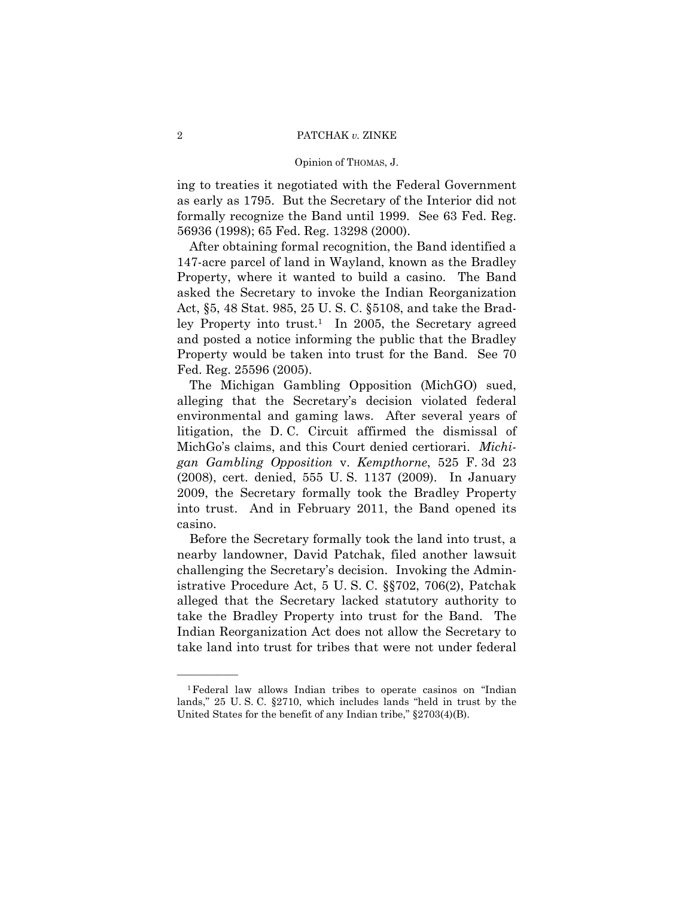ing to treaties it negotiated with the Federal Government as early as 1795. But the Secretary of the Interior did not formally recognize the Band until 1999. See 63 Fed. Reg. 56936 (1998); 65 Fed. Reg. 13298 (2000).

After obtaining formal recognition, the Band identified a 147-acre parcel of land in Wayland, known as the Bradley Property, where it wanted to build a casino. The Band asked the Secretary to invoke the Indian Reorganization Act, §5, 48 Stat. 985, 25 U. S. C. §5108, and take the Bradley Property into trust.[1] In 2005, the Secretary agreed and posted a notice informing the public that the Bradley Property would be taken into trust for the Band. See 70 Fed. Reg. 25596 (2005).

The Michigan Gambling Opposition (MichGO) sued, alleging that the Secretary's decision violated federal environmental and gaming laws. After several years of litigation, the D. C. Circuit affirmed the dismissal of MichGo's claims, and this Court denied certiorari. *Michigan Gambling Opposition* v. *Kempthorne*, 525 F. 3d 23 (2008), cert. denied, 555 U. S. 1137 (2009). In January 2009, the Secretary formally took the Bradley Property into trust. And in February 2011, the Band opened its casino.

Before the Secretary formally took the land into trust, a nearby landowner, David Patchak, filed another lawsuit challenging the Secretary's decision. Invoking the Administrative Procedure Act, 5 U. S. C. §§702, 706(2), Patchak alleged that the Secretary lacked statutory authority to take the Bradley Property into trust for the Band. The Indian Reorganization Act does not allow the Secretary to take land into trust for tribes that were not under federal

---

[1] Federal law allows Indian tribes to operate casinos on "Indian lands," 25 U. S. C. §2710, which includes lands "held in trust by the United States for the benefit of any Indian tribe," §2703(4)(B).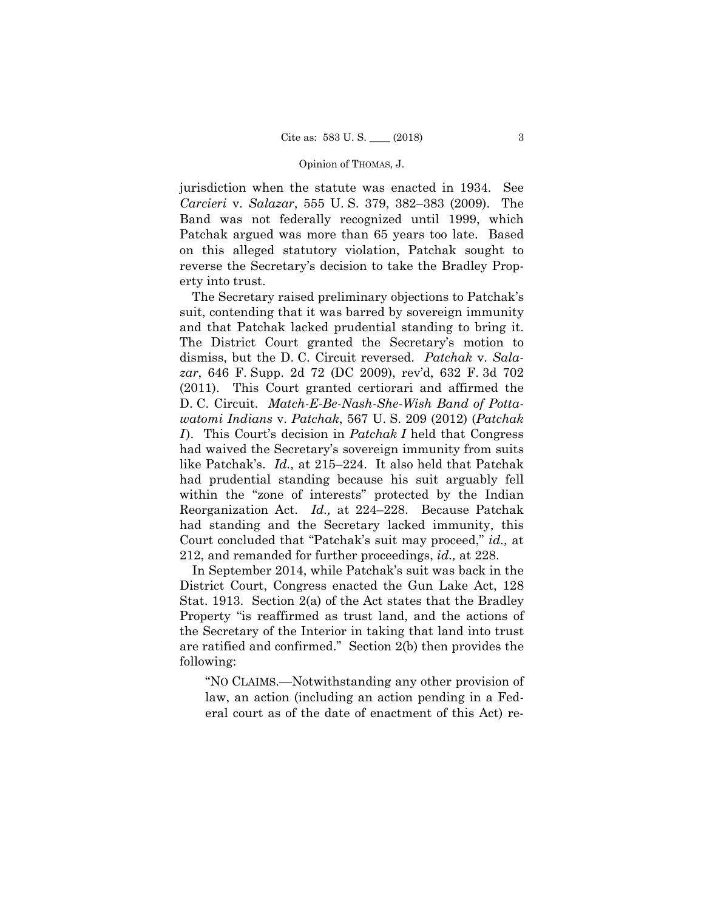jurisdiction when the statute was enacted in 1934. See *Carcieri* v. *Salazar*, 555 U. S. 379, 382–383 (2009). The Band was not federally recognized until 1999, which Patchak argued was more than 65 years too late. Based on this alleged statutory violation, Patchak sought to reverse the Secretary's decision to take the Bradley Property into trust.

The Secretary raised preliminary objections to Patchak's suit, contending that it was barred by sovereign immunity and that Patchak lacked prudential standing to bring it. The District Court granted the Secretary's motion to dismiss, but the D. C. Circuit reversed. *Patchak* v. *Salazar*, 646 F. Supp. 2d 72 (DC 2009), rev'd, 632 F. 3d 702 (2011). This Court granted certiorari and affirmed the D. C. Circuit. *Match-E-Be-Nash-She-Wish Band of Pottawatomi Indians* v. *Patchak*, 567 U. S. 209 (2012) (*Patchak I*). This Court's decision in *Patchak I* held that Congress had waived the Secretary's sovereign immunity from suits like Patchak's. *Id.,* at 215–224. It also held that Patchak had prudential standing because his suit arguably fell within the "zone of interests" protected by the Indian Reorganization Act. *Id.,* at 224–228. Because Patchak had standing and the Secretary lacked immunity, this Court concluded that "Patchak's suit may proceed," *id.,* at 212, and remanded for further proceedings, *id.,* at 228.

In September 2014, while Patchak's suit was back in the District Court, Congress enacted the Gun Lake Act, 128 Stat. 1913. Section 2(a) of the Act states that the Bradley Property "is reaffirmed as trust land, and the actions of the Secretary of the Interior in taking that land into trust are ratified and confirmed." Section 2(b) then provides the following:

> "NO CLAIMS.—Notwithstanding any other provision of law, an action (including an action pending in a Federal court as of the date of enactment of this Act) re-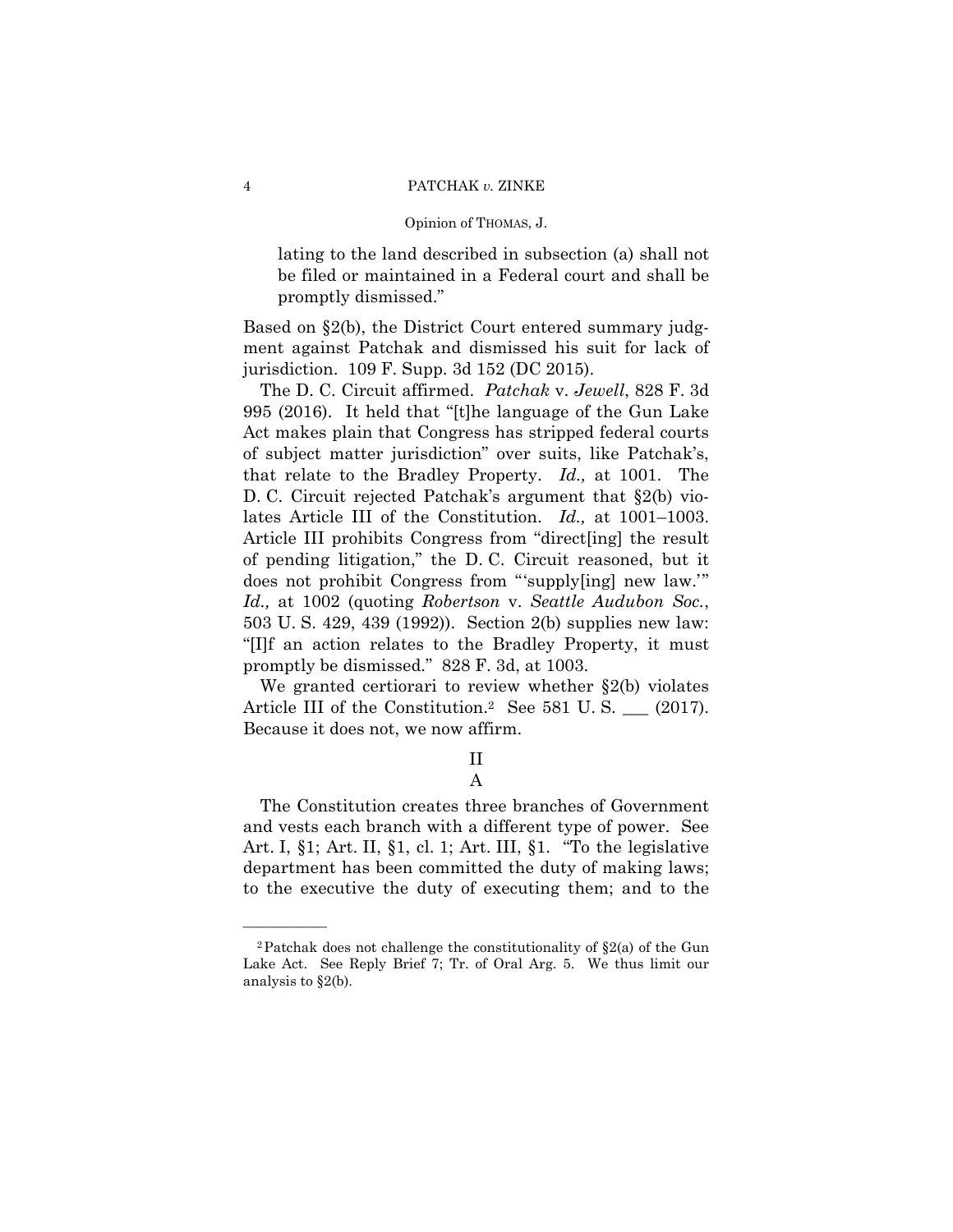> lating to the land described in subsection (a) shall not be filed or maintained in a Federal court and shall be promptly dismissed."

Based on §2(b), the District Court entered summary judgment against Patchak and dismissed his suit for lack of jurisdiction. 109 F. Supp. 3d 152 (DC 2015).

The D. C. Circuit affirmed. *Patchak* v. *Jewell*, 828 F. 3d 995 (2016). It held that "[t]he language of the Gun Lake Act makes plain that Congress has stripped federal courts of subject matter jurisdiction" over suits, like Patchak's, that relate to the Bradley Property. *Id.,* at 1001. The D. C. Circuit rejected Patchak's argument that §2(b) violates Article III of the Constitution. *Id.,* at 1001–1003. Article III prohibits Congress from "direct[ing] the result of pending litigation," the D. C. Circuit reasoned, but it does not prohibit Congress from "'supply[ing] new law.'" *Id.,* at 1002 (quoting *Robertson* v. *Seattle Audubon Soc.*, 503 U. S. 429, 439 (1992)). Section 2(b) supplies new law: "[I]f an action relates to the Bradley Property, it must promptly be dismissed." 828 F. 3d, at 1003.

We granted certiorari to review whether §2(b) violates Article III of the Constitution.[2] See 581 U. S. \_\_\_ (2017). Because it does not, we now affirm.

## II

### A

The Constitution creates three branches of Government and vests each branch with a different type of power. See Art. I, §1; Art. II, §1, cl. 1; Art. III, §1. "To the legislative department has been committed the duty of making laws; to the executive the duty of executing them; and to the

---

[2] Patchak does not challenge the constitutionality of §2(a) of the Gun Lake Act. See Reply Brief 7; Tr. of Oral Arg. 5. We thus limit our analysis to §2(b).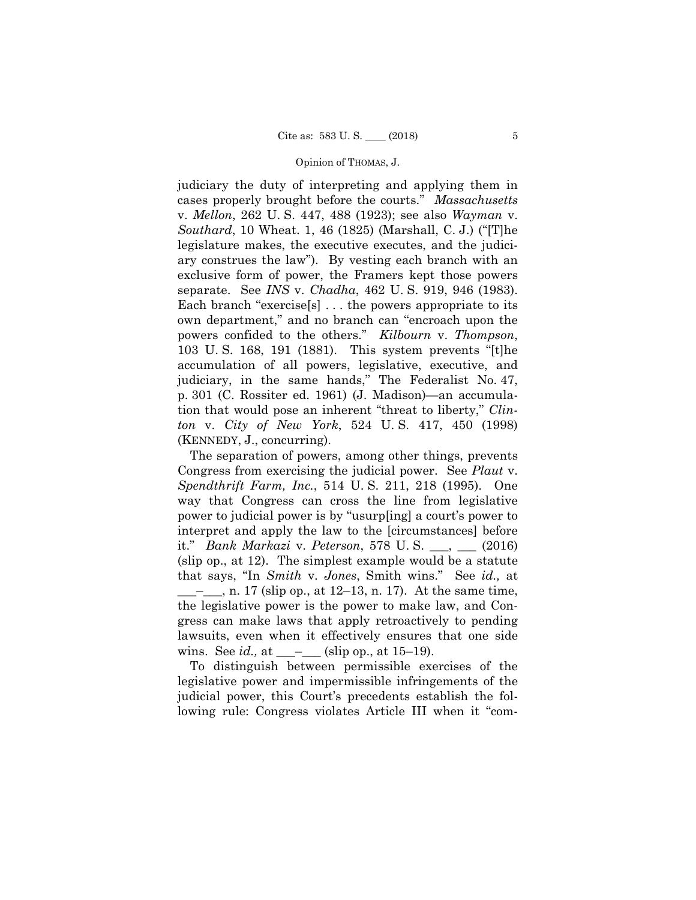judiciary the duty of interpreting and applying them in cases properly brought before the courts." *Massachusetts* v. *Mellon*, 262 U. S. 447, 488 (1923); see also *Wayman* v. *Southard*, 10 Wheat. 1, 46 (1825) (Marshall, C. J.) ("[T]he legislature makes, the executive executes, and the judiciary construes the law"). By vesting each branch with an exclusive form of power, the Framers kept those powers separate. See *INS* v. *Chadha*, 462 U. S. 919, 946 (1983). Each branch "exercise[s] . . . the powers appropriate to its own department," and no branch can "encroach upon the powers confided to the others." *Kilbourn* v. *Thompson*, 103 U. S. 168, 191 (1881). This system prevents "[t]he accumulation of all powers, legislative, executive, and judiciary, in the same hands," The Federalist No. 47, p. 301 (C. Rossiter ed. 1961) (J. Madison)—an accumulation that would pose an inherent "threat to liberty," *Clinton* v. *City of New York*, 524 U. S. 417, 450 (1998) (KENNEDY, J., concurring).

The separation of powers, among other things, prevents Congress from exercising the judicial power. See *Plaut* v. *Spendthrift Farm, Inc.*, 514 U. S. 211, 218 (1995). One way that Congress can cross the line from legislative power to judicial power is by "usurp[ing] a court's power to interpret and apply the law to the [circumstances] before it." *Bank Markazi* v. *Peterson*, 578 U. S. ___, ___ (2016) (slip op., at 12). The simplest example would be a statute that says, "In *Smith* v. *Jones*, Smith wins." See *id.,* at ___–___, n. 17 (slip op., at 12–13, n. 17). At the same time, the legislative power is the power to make law, and Congress can make laws that apply retroactively to pending lawsuits, even when it effectively ensures that one side wins. See *id.,* at ___–___ (slip op., at 15–19).

To distinguish between permissible exercises of the legislative power and impermissible infringements of the judicial power, this Court's precedents establish the following rule: Congress violates Article III when it "com-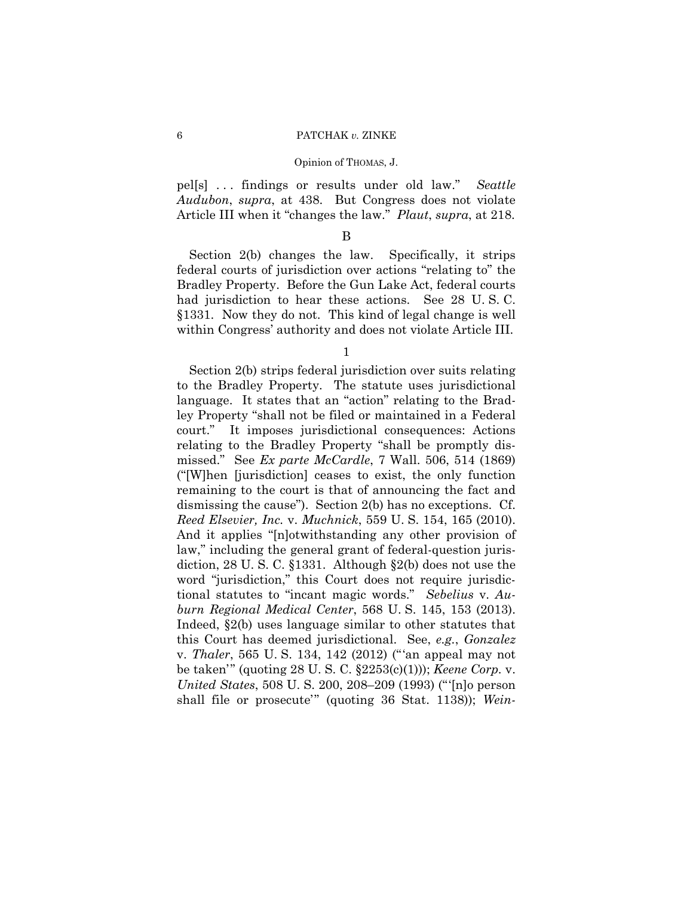pel[s] . . . findings or results under old law." *Seattle Audubon*, *supra*, at 438. But Congress does not violate Article III when it "changes the law." *Plaut*, *supra*, at 218.

B

Section 2(b) changes the law. Specifically, it strips federal courts of jurisdiction over actions "relating to" the Bradley Property. Before the Gun Lake Act, federal courts had jurisdiction to hear these actions. See 28 U. S. C. §1331. Now they do not. This kind of legal change is well within Congress' authority and does not violate Article III.

1

Section 2(b) strips federal jurisdiction over suits relating to the Bradley Property. The statute uses jurisdictional language. It states that an "action" relating to the Bradley Property "shall not be filed or maintained in a Federal court." It imposes jurisdictional consequences: Actions relating to the Bradley Property "shall be promptly dismissed." See *Ex parte McCardle*, 7 Wall. 506, 514 (1869) ("[W]hen [jurisdiction] ceases to exist, the only function remaining to the court is that of announcing the fact and dismissing the cause"). Section 2(b) has no exceptions. Cf. *Reed Elsevier, Inc.* v. *Muchnick*, 559 U. S. 154, 165 (2010). And it applies "[n]otwithstanding any other provision of law," including the general grant of federal-question jurisdiction, 28 U. S. C. §1331. Although §2(b) does not use the word "jurisdiction," this Court does not require jurisdictional statutes to "incant magic words." *Sebelius* v. *Auburn Regional Medical Center*, 568 U. S. 145, 153 (2013). Indeed, §2(b) uses language similar to other statutes that this Court has deemed jurisdictional. See, *e.g.*, *Gonzalez* v. *Thaler*, 565 U. S. 134, 142 (2012) ("'an appeal may not be taken'" (quoting 28 U. S. C. §2253(c)(1))); *Keene Corp.* v. *United States*, 508 U. S. 200, 208–209 (1993) ("'[n]o person shall file or prosecute'" (quoting 36 Stat. 1138)); *Wein-*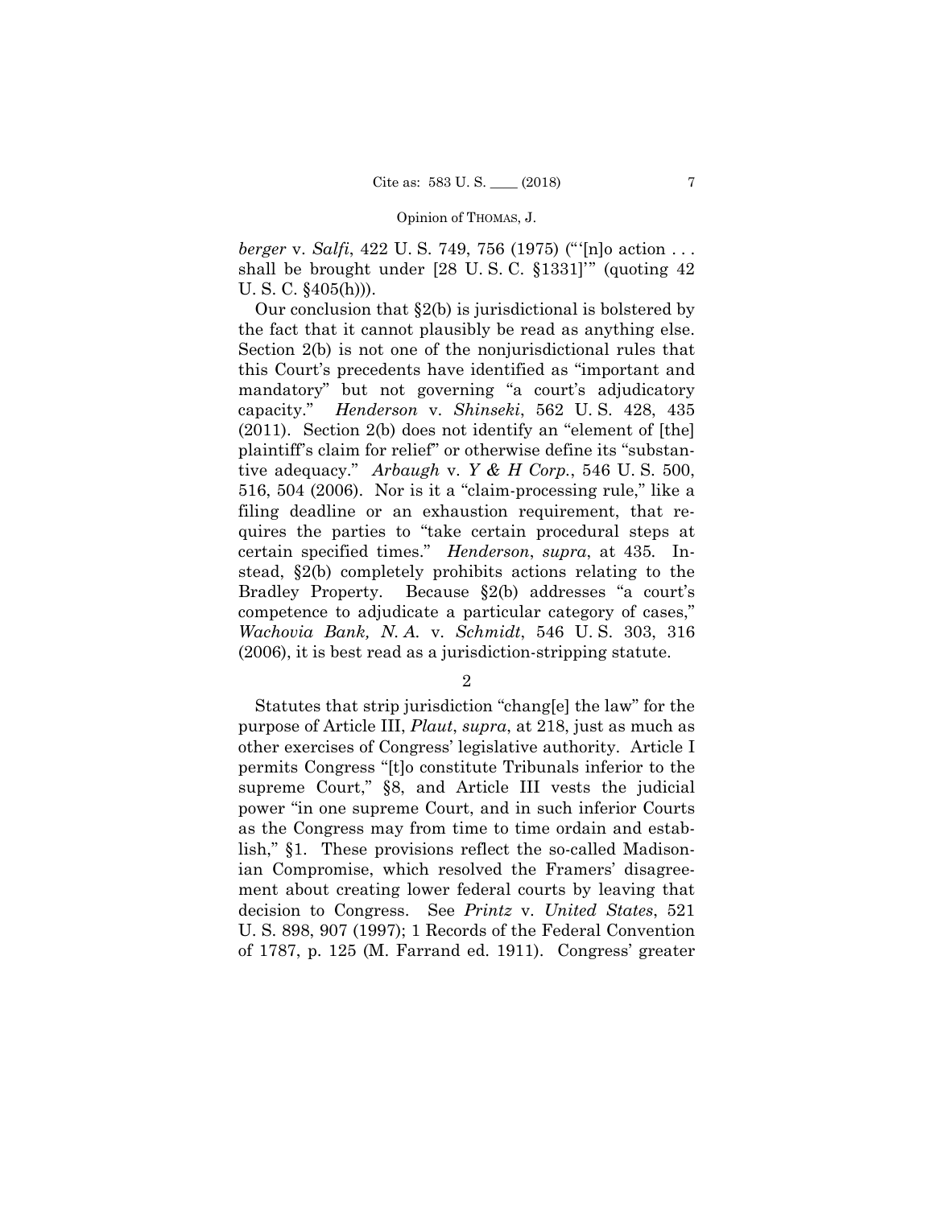*berger* v. *Salfi*, 422 U. S. 749, 756 (1975) ("'[n]o action . . . shall be brought under [28 U. S. C. §1331]'" (quoting 42 U. S. C. §405(h))).

Our conclusion that §2(b) is jurisdictional is bolstered by the fact that it cannot plausibly be read as anything else. Section 2(b) is not one of the nonjurisdictional rules that this Court's precedents have identified as "important and mandatory" but not governing "a court's adjudicatory capacity." *Henderson* v. *Shinseki*, 562 U. S. 428, 435 (2011). Section 2(b) does not identify an "element of [the] plaintiff's claim for relief" or otherwise define its "substantive adequacy." *Arbaugh* v. *Y & H Corp.*, 546 U. S. 500, 516, 504 (2006). Nor is it a "claim-processing rule," like a filing deadline or an exhaustion requirement, that requires the parties to "take certain procedural steps at certain specified times." *Henderson*, *supra*, at 435. Instead, §2(b) completely prohibits actions relating to the Bradley Property. Because §2(b) addresses "a court's competence to adjudicate a particular category of cases," *Wachovia Bank, N. A.* v. *Schmidt*, 546 U. S. 303, 316 (2006), it is best read as a jurisdiction-stripping statute.

2

Statutes that strip jurisdiction "chang[e] the law" for the purpose of Article III, *Plaut*, *supra*, at 218, just as much as other exercises of Congress' legislative authority. Article I permits Congress "[t]o constitute Tribunals inferior to the supreme Court," §8, and Article III vests the judicial power "in one supreme Court, and in such inferior Courts as the Congress may from time to time ordain and establish," §1. These provisions reflect the so-called Madisonian Compromise, which resolved the Framers' disagreement about creating lower federal courts by leaving that decision to Congress. See *Printz* v. *United States*, 521 U. S. 898, 907 (1997); 1 Records of the Federal Convention of 1787, p. 125 (M. Farrand ed. 1911). Congress' greater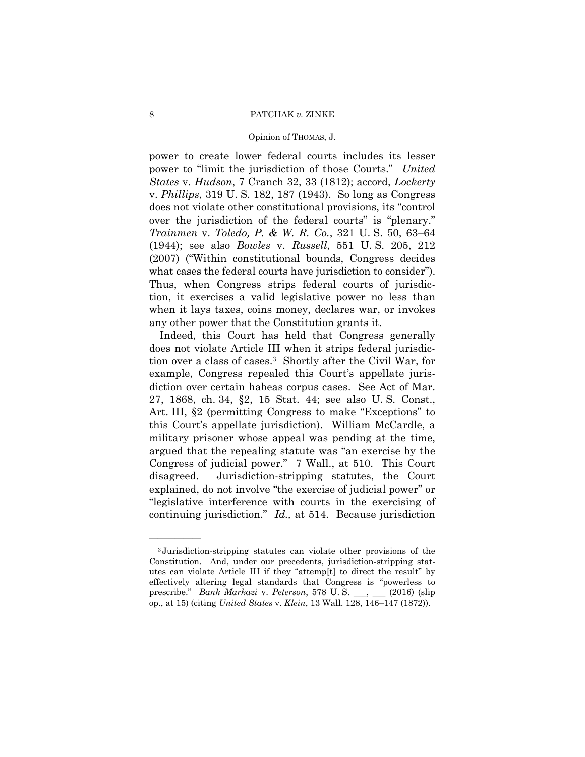power to create lower federal courts includes its lesser power to "limit the jurisdiction of those Courts." *United States* v. *Hudson*, 7 Cranch 32, 33 (1812); accord, *Lockerty* v. *Phillips*, 319 U. S. 182, 187 (1943). So long as Congress does not violate other constitutional provisions, its "control over the jurisdiction of the federal courts" is "plenary." *Trainmen* v. *Toledo, P. & W. R. Co.*, 321 U. S. 50, 63–64 (1944); see also *Bowles* v. *Russell*, 551 U. S. 205, 212 (2007) ("Within constitutional bounds, Congress decides what cases the federal courts have jurisdiction to consider"). Thus, when Congress strips federal courts of jurisdiction, it exercises a valid legislative power no less than when it lays taxes, coins money, declares war, or invokes any other power that the Constitution grants it.

Indeed, this Court has held that Congress generally does not violate Article III when it strips federal jurisdiction over a class of cases.[3] Shortly after the Civil War, for example, Congress repealed this Court's appellate jurisdiction over certain habeas corpus cases. See Act of Mar. 27, 1868, ch. 34, §2, 15 Stat. 44; see also U. S. Const., Art. III, §2 (permitting Congress to make "Exceptions" to this Court's appellate jurisdiction). William McCardle, a military prisoner whose appeal was pending at the time, argued that the repealing statute was "an exercise by the Congress of judicial power." 7 Wall., at 510. This Court disagreed. Jurisdiction-stripping statutes, the Court explained, do not involve "the exercise of judicial power" or "legislative interference with courts in the exercising of continuing jurisdiction." *Id.,* at 514. Because jurisdiction

---

[3] Jurisdiction-stripping statutes can violate other provisions of the Constitution. And, under our precedents, jurisdiction-stripping statutes can violate Article III if they "attemp[t] to direct the result" by effectively altering legal standards that Congress is "powerless to prescribe." *Bank Markazi* v. *Peterson*, 578 U. S. ___, ___ (2016) (slip op., at 15) (citing *United States* v. *Klein*, 13 Wall. 128, 146–147 (1872)).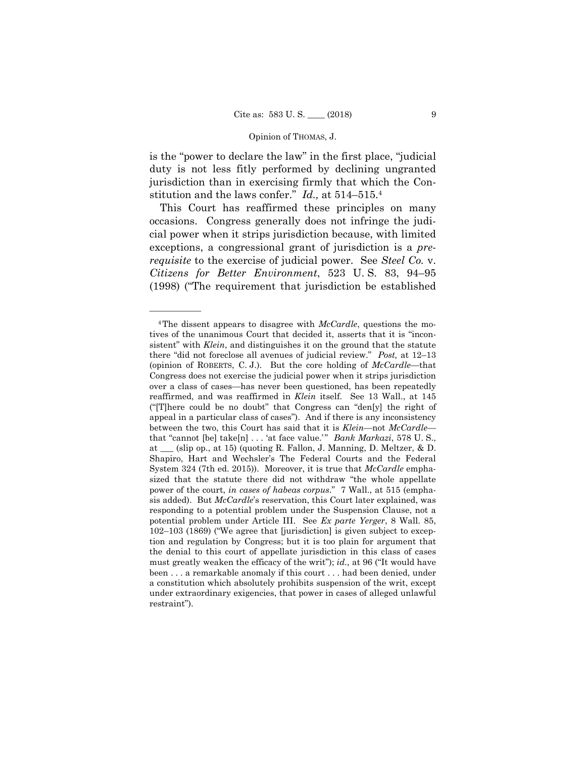is the "power to declare the law" in the first place, "judicial duty is not less fitly performed by declining ungranted jurisdiction than in exercising firmly that which the Constitution and the laws confer." *Id.,* at 514–515.[4]

This Court has reaffirmed these principles on many occasions. Congress generally does not infringe the judicial power when it strips jurisdiction because, with limited exceptions, a congressional grant of jurisdiction is a *prerequisite* to the exercise of judicial power. See *Steel Co.* v. *Citizens for Better Environment*, 523 U. S. 83, 94–95 (1998) ("The requirement that jurisdiction be established

---

[4] The dissent appears to disagree with *McCardle*, questions the motives of the unanimous Court that decided it, asserts that it is "inconsistent" with *Klein*, and distinguishes it on the ground that the statute there "did not foreclose all avenues of judicial review." *Post,* at 12–13 (opinion of ROBERTS, C. J.). But the core holding of *McCardle*—that Congress does not exercise the judicial power when it strips jurisdiction over a class of cases—has never been questioned, has been repeatedly reaffirmed, and was reaffirmed in *Klein* itself. See 13 Wall., at 145 ("[T]here could be no doubt" that Congress can "den[y] the right of appeal in a particular class of cases"). And if there is any inconsistency between the two, this Court has said that it is *Klein*—not *McCardle*—that "cannot [be] take[n] . . . 'at face value.'" *Bank Markazi*, 578 U. S., at ___ (slip op., at 15) (quoting R. Fallon, J. Manning, D. Meltzer, & D. Shapiro, Hart and Wechsler's The Federal Courts and the Federal System 324 (7th ed. 2015)). Moreover, it is true that *McCardle* emphasized that the statute there did not withdraw "the whole appellate power of the court, *in cases of habeas corpus*." 7 Wall., at 515 (emphasis added). But *McCardle*'s reservation, this Court later explained, was responding to a potential problem under the Suspension Clause, not a potential problem under Article III. See *Ex parte Yerger*, 8 Wall. 85, 102–103 (1869) ("We agree that [jurisdiction] is given subject to exception and regulation by Congress; but it is too plain for argument that the denial to this court of appellate jurisdiction in this class of cases must greatly weaken the efficacy of the writ"); *id.,* at 96 ("It would have been . . . a remarkable anomaly if this court . . . had been denied, under a constitution which absolutely prohibits suspension of the writ, except under extraordinary exigencies, that power in cases of alleged unlawful restraint").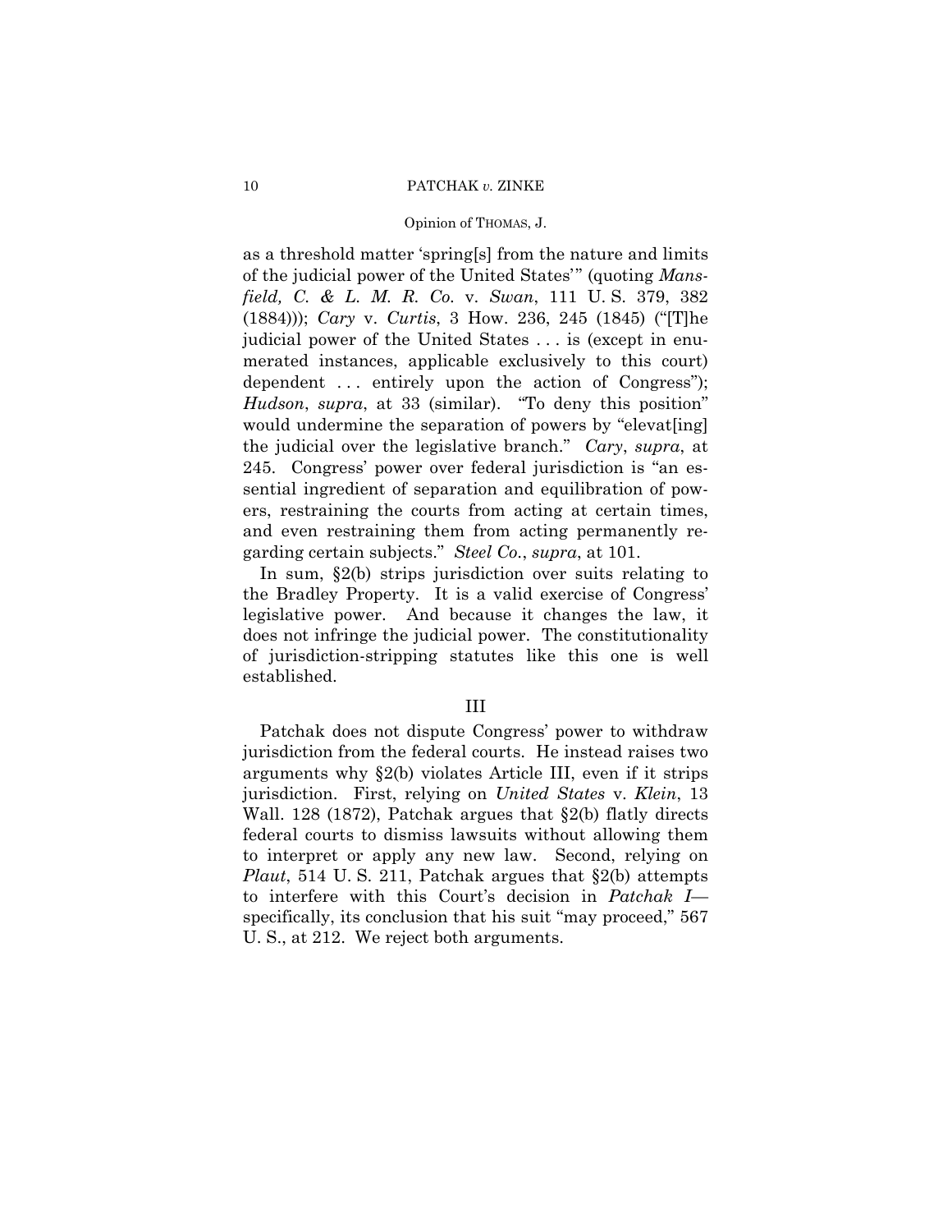as a threshold matter 'spring[s] from the nature and limits of the judicial power of the United States'" (quoting *Mansfield, C. & L. M. R. Co.* v. *Swan*, 111 U. S. 379, 382 (1884))); *Cary* v. *Curtis*, 3 How. 236, 245 (1845) ("[T]he judicial power of the United States . . . is (except in enumerated instances, applicable exclusively to this court) dependent . . . entirely upon the action of Congress"); *Hudson*, *supra*, at 33 (similar). "To deny this position" would undermine the separation of powers by "elevat[ing] the judicial over the legislative branch." *Cary*, *supra*, at 245. Congress' power over federal jurisdiction is "an essential ingredient of separation and equilibration of powers, restraining the courts from acting at certain times, and even restraining them from acting permanently regarding certain subjects." *Steel Co.*, *supra*, at 101.

In sum, §2(b) strips jurisdiction over suits relating to the Bradley Property. It is a valid exercise of Congress' legislative power. And because it changes the law, it does not infringe the judicial power. The constitutionality of jurisdiction-stripping statutes like this one is well established.

## III

Patchak does not dispute Congress' power to withdraw jurisdiction from the federal courts. He instead raises two arguments why §2(b) violates Article III, even if it strips jurisdiction. First, relying on *United States* v. *Klein*, 13 Wall. 128 (1872), Patchak argues that §2(b) flatly directs federal courts to dismiss lawsuits without allowing them to interpret or apply any new law. Second, relying on *Plaut*, 514 U. S. 211, Patchak argues that §2(b) attempts to interfere with this Court's decision in *Patchak I*—specifically, its conclusion that his suit "may proceed," 567 U. S., at 212. We reject both arguments.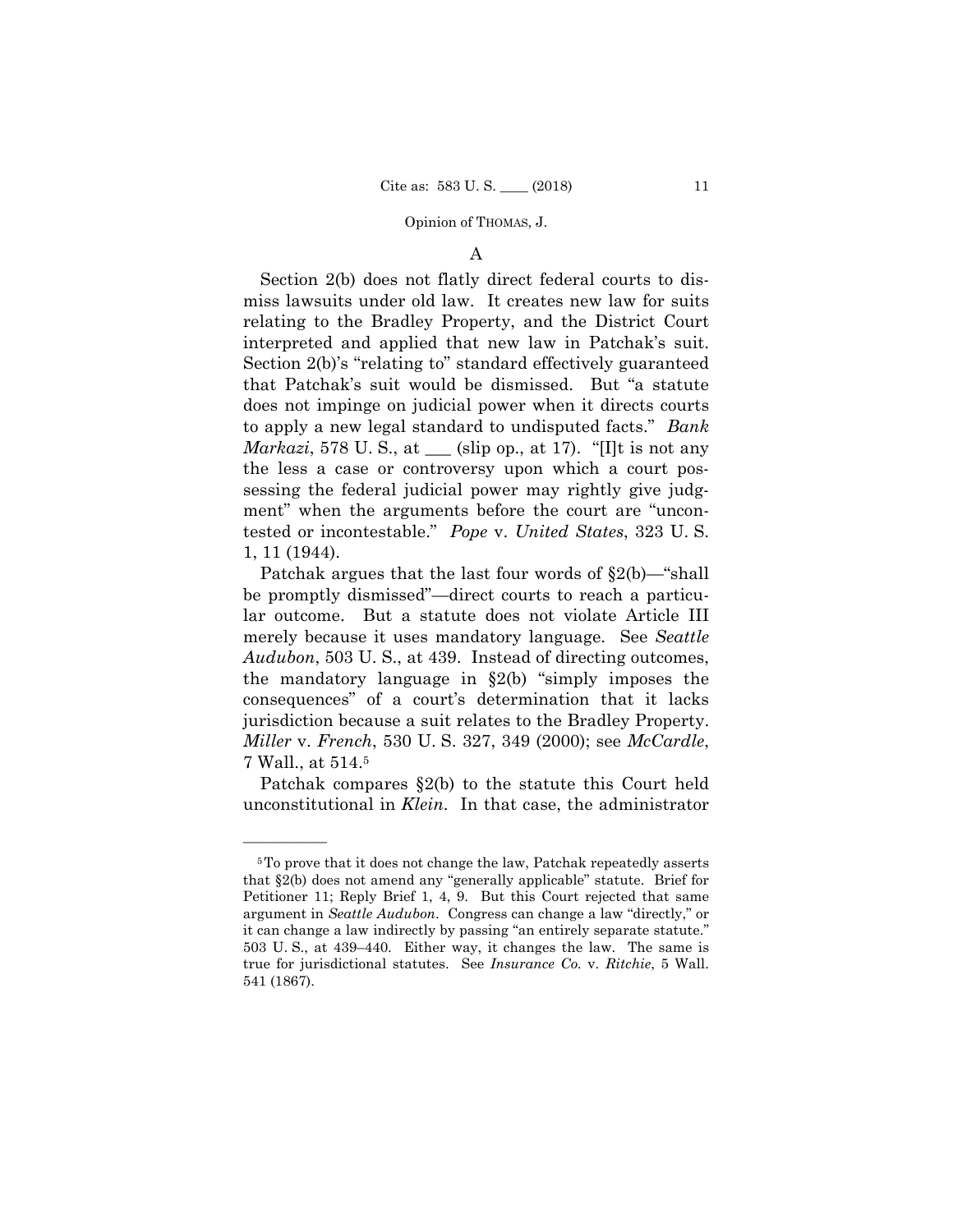### A

Section 2(b) does not flatly direct federal courts to dismiss lawsuits under old law. It creates new law for suits relating to the Bradley Property, and the District Court interpreted and applied that new law in Patchak's suit. Section 2(b)'s "relating to" standard effectively guaranteed that Patchak's suit would be dismissed. But "a statute does not impinge on judicial power when it directs courts to apply a new legal standard to undisputed facts." *Bank Markazi*, 578 U. S., at ___ (slip op., at 17). "[I]t is not any the less a case or controversy upon which a court possessing the federal judicial power may rightly give judgment" when the arguments before the court are "uncontested or incontestable." *Pope* v. *United States*, 323 U. S. 1, 11 (1944).

Patchak argues that the last four words of §2(b)—"shall be promptly dismissed"—direct courts to reach a particular outcome. But a statute does not violate Article III merely because it uses mandatory language. See *Seattle Audubon*, 503 U. S., at 439. Instead of directing outcomes, the mandatory language in §2(b) "simply imposes the consequences" of a court's determination that it lacks jurisdiction because a suit relates to the Bradley Property. *Miller* v. *French*, 530 U. S. 327, 349 (2000); see *McCardle*, 7 Wall., at 514.[5]

Patchak compares §2(b) to the statute this Court held unconstitutional in *Klein*. In that case, the administrator

---

[5] To prove that it does not change the law, Patchak repeatedly asserts that §2(b) does not amend any "generally applicable" statute. Brief for Petitioner 11; Reply Brief 1, 4, 9. But this Court rejected that same argument in *Seattle Audubon*. Congress can change a law "directly," or it can change a law indirectly by passing "an entirely separate statute." 503 U. S., at 439–440. Either way, it changes the law. The same is true for jurisdictional statutes. See *Insurance Co.* v. *Ritchie*, 5 Wall. 541 (1867).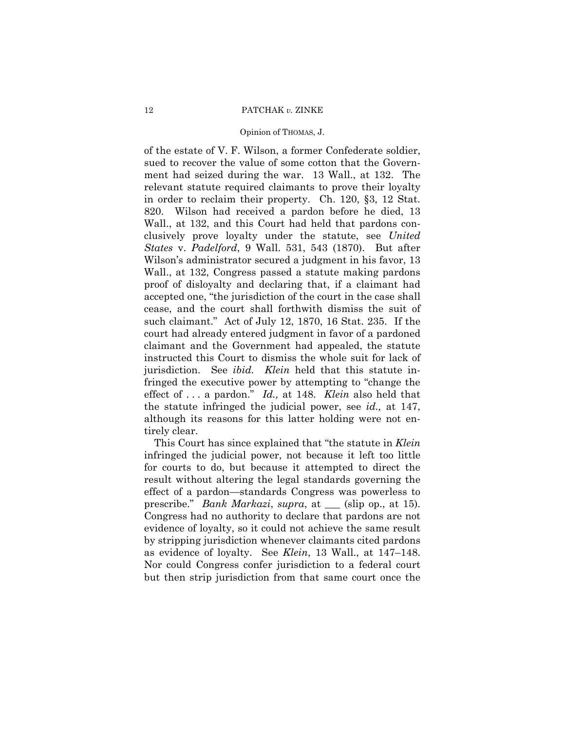of the estate of V. F. Wilson, a former Confederate soldier, sued to recover the value of some cotton that the Government had seized during the war. 13 Wall., at 132. The relevant statute required claimants to prove their loyalty in order to reclaim their property. Ch. 120, §3, 12 Stat. 820. Wilson had received a pardon before he died, 13 Wall., at 132, and this Court had held that pardons conclusively prove loyalty under the statute, see *United States* v. *Padelford*, 9 Wall. 531, 543 (1870). But after Wilson's administrator secured a judgment in his favor, 13 Wall., at 132, Congress passed a statute making pardons proof of disloyalty and declaring that, if a claimant had accepted one, "the jurisdiction of the court in the case shall cease, and the court shall forthwith dismiss the suit of such claimant." Act of July 12, 1870, 16 Stat. 235. If the court had already entered judgment in favor of a pardoned claimant and the Government had appealed, the statute instructed this Court to dismiss the whole suit for lack of jurisdiction. See *ibid. Klein* held that this statute infringed the executive power by attempting to "change the effect of . . . a pardon." *Id.,* at 148. *Klein* also held that the statute infringed the judicial power, see *id.,* at 147, although its reasons for this latter holding were not entirely clear.

This Court has since explained that "the statute in *Klein* infringed the judicial power, not because it left too little for courts to do, but because it attempted to direct the result without altering the legal standards governing the effect of a pardon—standards Congress was powerless to prescribe." *Bank Markazi*, *supra*, at ___ (slip op., at 15). Congress had no authority to declare that pardons are not evidence of loyalty, so it could not achieve the same result by stripping jurisdiction whenever claimants cited pardons as evidence of loyalty. See *Klein*, 13 Wall., at 147–148. Nor could Congress confer jurisdiction to a federal court but then strip jurisdiction from that same court once the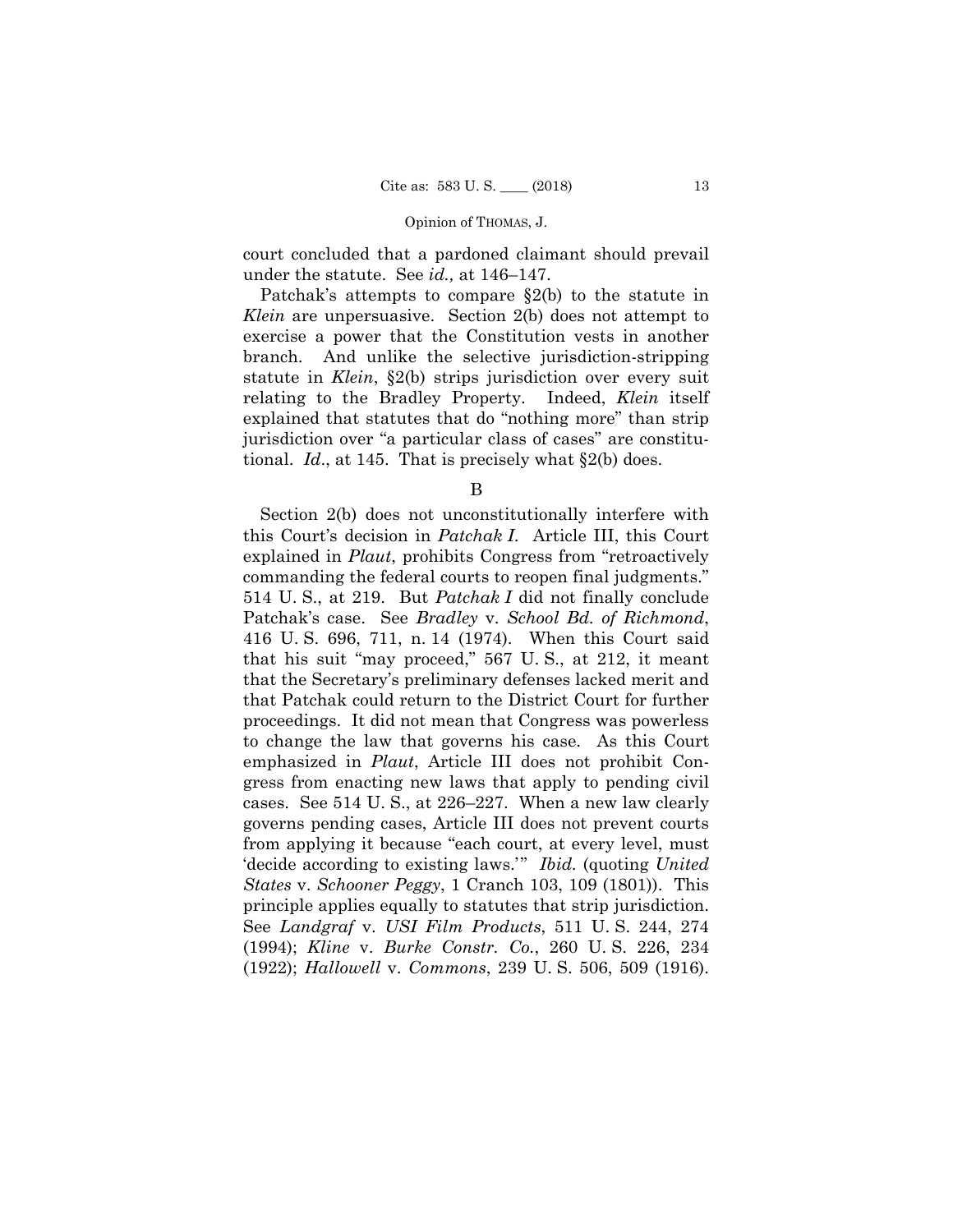court concluded that a pardoned claimant should prevail under the statute. See *id.,* at 146–147.

Patchak's attempts to compare §2(b) to the statute in *Klein* are unpersuasive. Section 2(b) does not attempt to exercise a power that the Constitution vests in another branch. And unlike the selective jurisdiction-stripping statute in *Klein*, §2(b) strips jurisdiction over every suit relating to the Bradley Property. Indeed, *Klein* itself explained that statutes that do "nothing more" than strip jurisdiction over "a particular class of cases" are constitutional. *Id*., at 145. That is precisely what §2(b) does.

B

Section 2(b) does not unconstitutionally interfere with this Court's decision in *Patchak I*. Article III, this Court explained in *Plaut*, prohibits Congress from "retroactively commanding the federal courts to reopen final judgments." 514 U. S., at 219. But *Patchak I* did not finally conclude Patchak's case. See *Bradley* v. *School Bd. of Richmond*, 416 U. S. 696, 711, n. 14 (1974). When this Court said that his suit "may proceed," 567 U. S., at 212, it meant that the Secretary's preliminary defenses lacked merit and that Patchak could return to the District Court for further proceedings. It did not mean that Congress was powerless to change the law that governs his case. As this Court emphasized in *Plaut*, Article III does not prohibit Congress from enacting new laws that apply to pending civil cases. See 514 U. S., at 226–227. When a new law clearly governs pending cases, Article III does not prevent courts from applying it because "each court, at every level, must 'decide according to existing laws.'" *Ibid.* (quoting *United States* v. *Schooner Peggy*, 1 Cranch 103, 109 (1801)). This principle applies equally to statutes that strip jurisdiction. See *Landgraf* v. *USI Film Products*, 511 U. S. 244, 274 (1994); *Kline* v. *Burke Constr. Co.*, 260 U. S. 226, 234 (1922); *Hallowell* v. *Commons*, 239 U. S. 506, 509 (1916).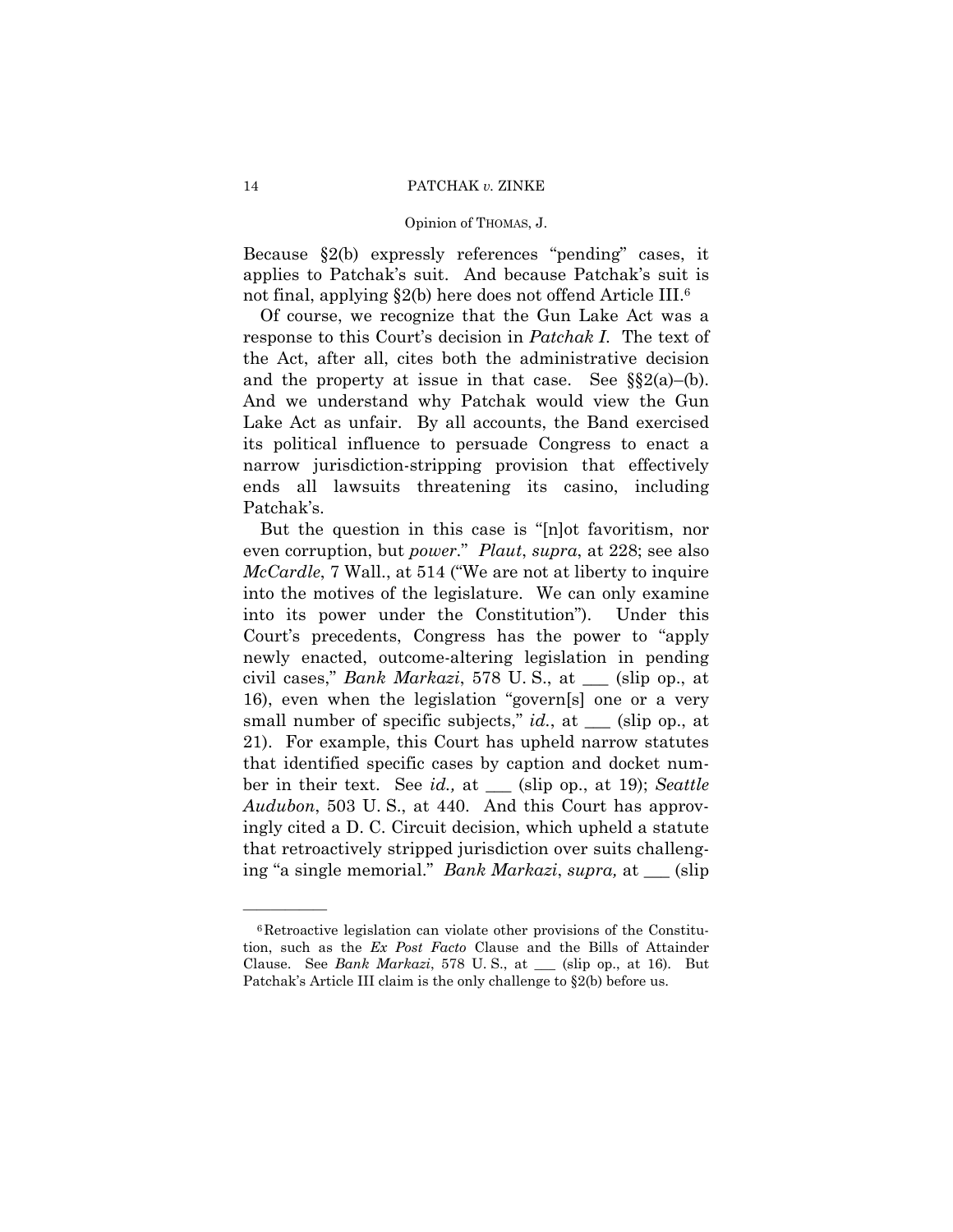Because §2(b) expressly references "pending" cases, it applies to Patchak's suit. And because Patchak's suit is not final, applying §2(b) here does not offend Article III.[6]

Of course, we recognize that the Gun Lake Act was a response to this Court's decision in *Patchak I*. The text of the Act, after all, cites both the administrative decision and the property at issue in that case. See §§2(a)–(b). And we understand why Patchak would view the Gun Lake Act as unfair. By all accounts, the Band exercised its political influence to persuade Congress to enact a narrow jurisdiction-stripping provision that effectively ends all lawsuits threatening its casino, including Patchak's.

But the question in this case is "[n]ot favoritism, nor even corruption, but *power*." *Plaut*, *supra*, at 228; see also *McCardle*, 7 Wall., at 514 ("We are not at liberty to inquire into the motives of the legislature. We can only examine into its power under the Constitution"). Under this Court's precedents, Congress has the power to "apply newly enacted, outcome-altering legislation in pending civil cases," *Bank Markazi*, 578 U. S., at \_\_\_ (slip op., at 16), even when the legislation "govern[s] one or a very small number of specific subjects," *id.*, at \_\_\_ (slip op., at 21). For example, this Court has upheld narrow statutes that identified specific cases by caption and docket number in their text. See *id.,* at \_\_\_ (slip op., at 19); *Seattle Audubon*, 503 U. S., at 440. And this Court has approvingly cited a D. C. Circuit decision, which upheld a statute that retroactively stripped jurisdiction over suits challenging "a single memorial." *Bank Markazi*, *supra,* at \_\_\_ (slip

---

[6] Retroactive legislation can violate other provisions of the Constitution, such as the *Ex Post Facto* Clause and the Bills of Attainder Clause. See *Bank Markazi*, 578 U. S., at \_\_\_ (slip op., at 16). But Patchak's Article III claim is the only challenge to §2(b) before us.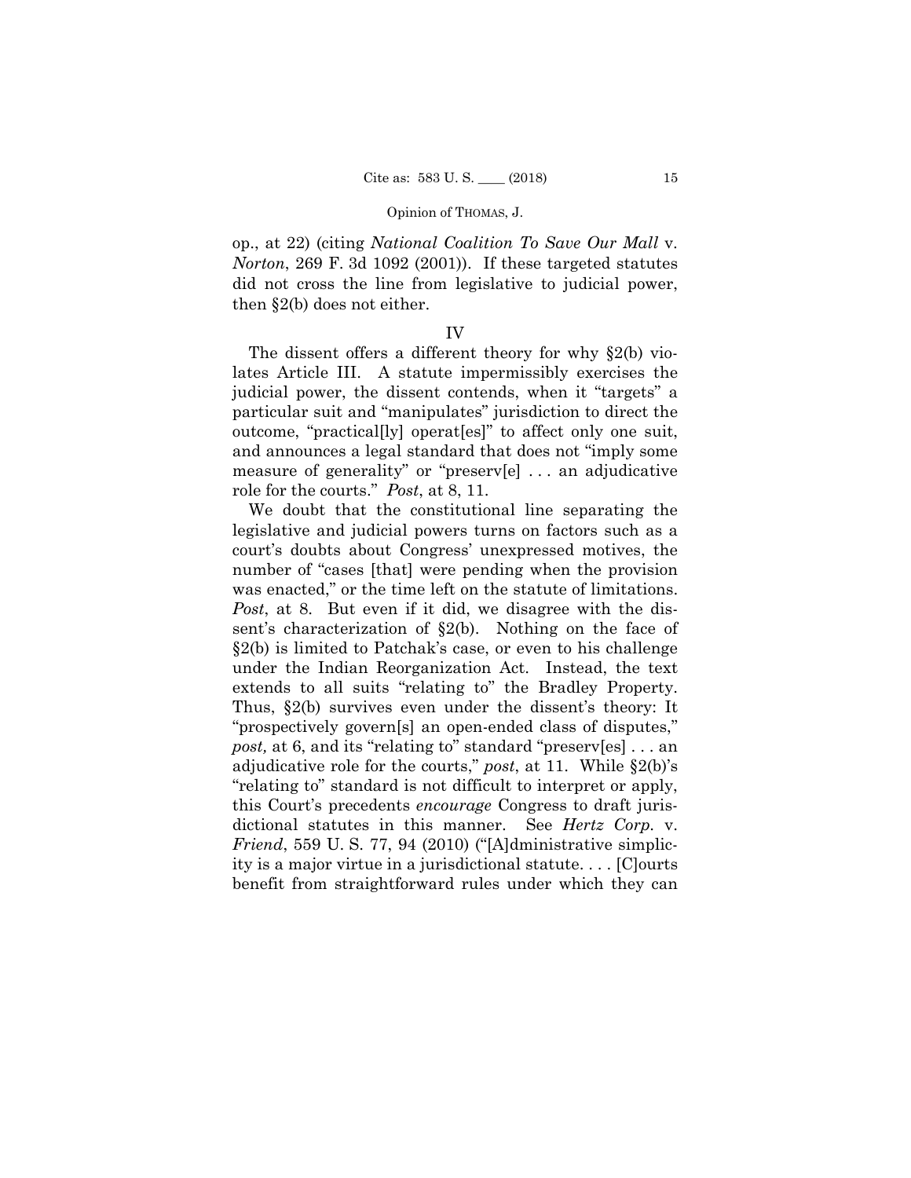op., at 22) (citing *National Coalition To Save Our Mall* v. *Norton*, 269 F. 3d 1092 (2001)). If these targeted statutes did not cross the line from legislative to judicial power, then §2(b) does not either.

## IV

The dissent offers a different theory for why §2(b) violates Article III. A statute impermissibly exercises the judicial power, the dissent contends, when it "targets" a particular suit and "manipulates" jurisdiction to direct the outcome, "practical[ly] operat[es]" to affect only one suit, and announces a legal standard that does not "imply some measure of generality" or "preserv[e] . . . an adjudicative role for the courts." *Post*, at 8, 11.

We doubt that the constitutional line separating the legislative and judicial powers turns on factors such as a court's doubts about Congress' unexpressed motives, the number of "cases [that] were pending when the provision was enacted," or the time left on the statute of limitations. *Post*, at 8. But even if it did, we disagree with the dissent's characterization of §2(b). Nothing on the face of §2(b) is limited to Patchak's case, or even to his challenge under the Indian Reorganization Act. Instead, the text extends to all suits "relating to" the Bradley Property. Thus, §2(b) survives even under the dissent's theory: It "prospectively govern[s] an open-ended class of disputes," *post,* at 6, and its "relating to" standard "preserv[es] . . . an adjudicative role for the courts," *post*, at 11. While §2(b)'s "relating to" standard is not difficult to interpret or apply, this Court's precedents *encourage* Congress to draft jurisdictional statutes in this manner. See *Hertz Corp.* v. *Friend*, 559 U. S. 77, 94 (2010) ("[A]dministrative simplicity is a major virtue in a jurisdictional statute. . . . [C]ourts benefit from straightforward rules under which they can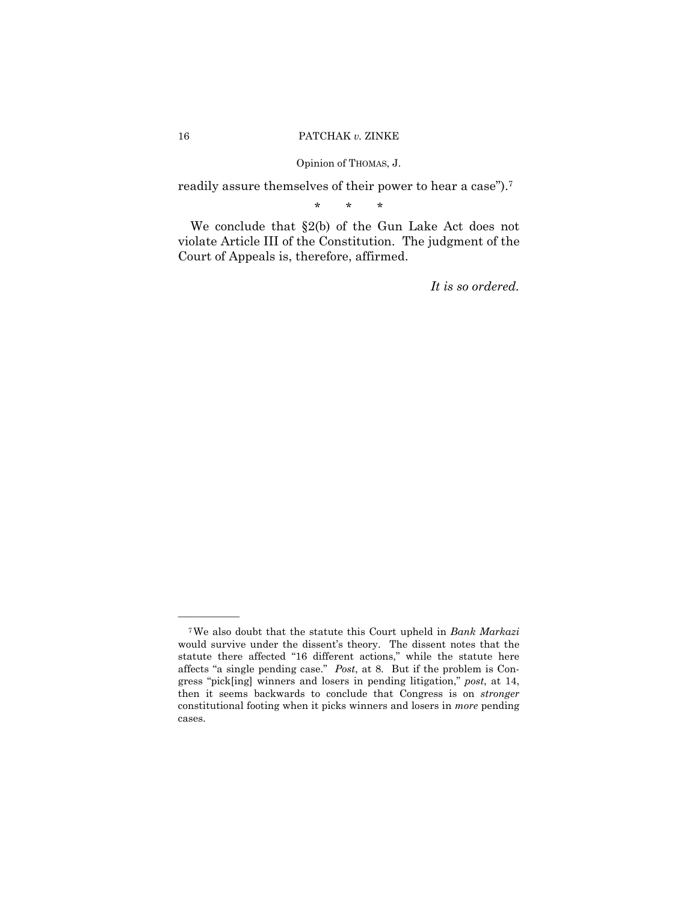readily assure themselves of their power to hear a case").[7]

\* \* \*

We conclude that §2(b) of the Gun Lake Act does not violate Article III of the Constitution. The judgment of the Court of Appeals is, therefore, affirmed.

*It is so ordered.*

---

[7] We also doubt that the statute this Court upheld in *Bank Markazi* would survive under the dissent's theory. The dissent notes that the statute there affected "16 different actions," while the statute here affects "a single pending case." *Post*, at 8. But if the problem is Congress "pick[ing] winners and losers in pending litigation," *post*, at 14, then it seems backwards to conclude that Congress is on *stronger* constitutional footing when it picks winners and losers in *more* pending cases.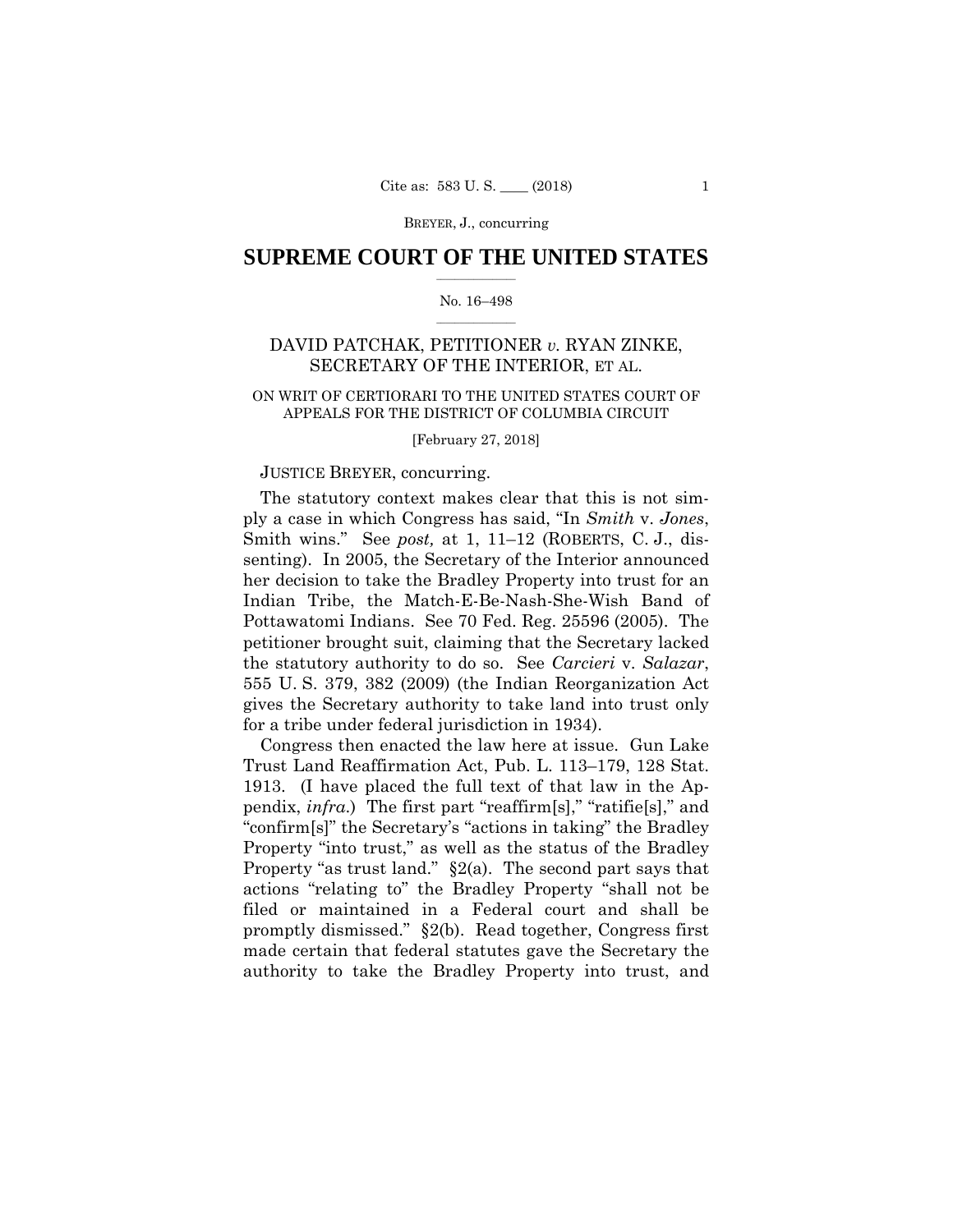BREYER, J., concurring

## SUPREME COURT OF THE UNITED STATES

No. 16–498

DAVID PATCHAK, PETITIONER *v.* RYAN ZINKE, SECRETARY OF THE INTERIOR, ET AL.

ON WRIT OF CERTIORARI TO THE UNITED STATES COURT OF APPEALS FOR THE DISTRICT OF COLUMBIA CIRCUIT

[February 27, 2018]

JUSTICE BREYER, concurring.

The statutory context makes clear that this is not simply a case in which Congress has said, "In *Smith* v. *Jones*, Smith wins." See *post,* at 1, 11–12 (ROBERTS, C. J., dissenting). In 2005, the Secretary of the Interior announced her decision to take the Bradley Property into trust for an Indian Tribe, the Match-E-Be-Nash-She-Wish Band of Pottawatomi Indians. See 70 Fed. Reg. 25596 (2005). The petitioner brought suit, claiming that the Secretary lacked the statutory authority to do so. See *Carcieri* v. *Salazar*, 555 U. S. 379, 382 (2009) (the Indian Reorganization Act gives the Secretary authority to take land into trust only for a tribe under federal jurisdiction in 1934).

Congress then enacted the law here at issue. Gun Lake Trust Land Reaffirmation Act, Pub. L. 113–179, 128 Stat. 1913. (I have placed the full text of that law in the Appendix, *infra*.) The first part "reaffirm[s]," "ratifie[s]," and "confirm[s]" the Secretary's "actions in taking" the Bradley Property "into trust," as well as the status of the Bradley Property "as trust land." §2(a). The second part says that actions "relating to" the Bradley Property "shall not be filed or maintained in a Federal court and shall be promptly dismissed." §2(b). Read together, Congress first made certain that federal statutes gave the Secretary the authority to take the Bradley Property into trust, and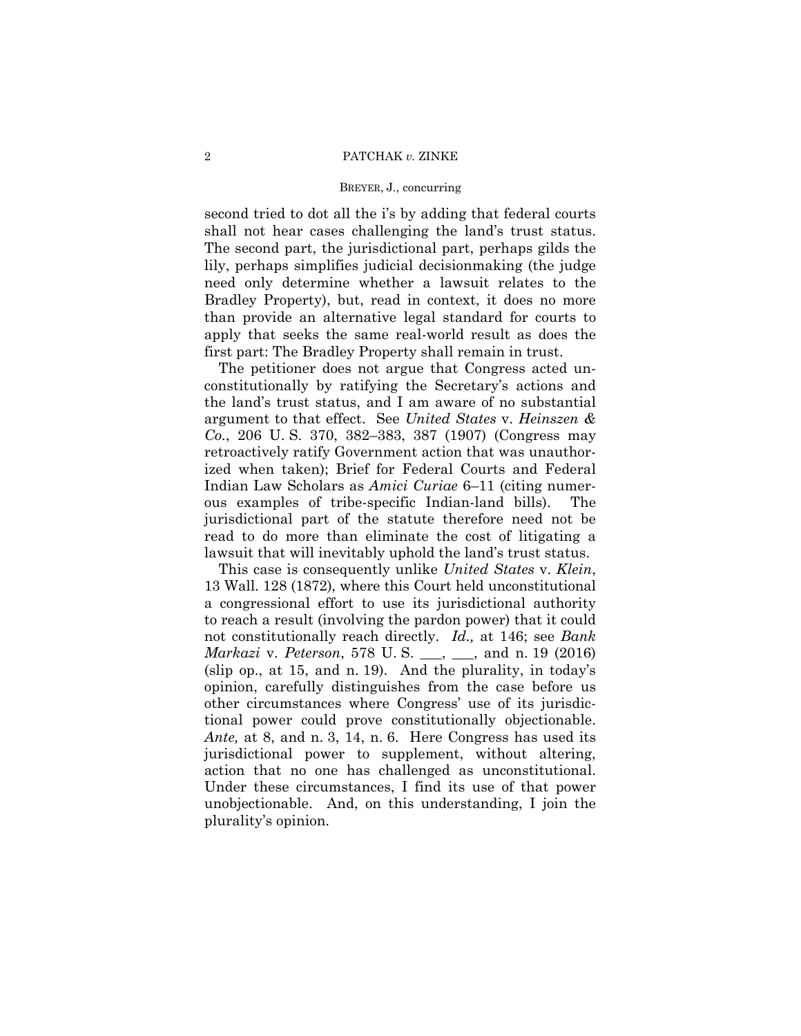second tried to dot all the i's by adding that federal courts shall not hear cases challenging the land's trust status. The second part, the jurisdictional part, perhaps gilds the lily, perhaps simplifies judicial decisionmaking (the judge need only determine whether a lawsuit relates to the Bradley Property), but, read in context, it does no more than provide an alternative legal standard for courts to apply that seeks the same real-world result as does the first part: The Bradley Property shall remain in trust.

The petitioner does not argue that Congress acted unconstitutionally by ratifying the Secretary's actions and the land's trust status, and I am aware of no substantial argument to that effect. See *United States* v. *Heinszen & Co.*, 206 U. S. 370, 382–383, 387 (1907) (Congress may retroactively ratify Government action that was unauthorized when taken); Brief for Federal Courts and Federal Indian Law Scholars as *Amici Curiae* 6–11 (citing numerous examples of tribe-specific Indian-land bills). The jurisdictional part of the statute therefore need not be read to do more than eliminate the cost of litigating a lawsuit that will inevitably uphold the land's trust status.

This case is consequently unlike *United States* v. *Klein*, 13 Wall. 128 (1872), where this Court held unconstitutional a congressional effort to use its jurisdictional authority to reach a result (involving the pardon power) that it could not constitutionally reach directly. *Id.,* at 146; see *Bank Markazi* v. *Peterson*, 578 U. S. \_\_\_, \_\_\_, and n. 19 (2016) (slip op., at 15, and n. 19). And the plurality, in today's opinion, carefully distinguishes from the case before us other circumstances where Congress' use of its jurisdictional power could prove constitutionally objectionable. *Ante,* at 8, and n. 3, 14, n. 6. Here Congress has used its jurisdictional power to supplement, without altering, action that no one has challenged as unconstitutional. Under these circumstances, I find its use of that power unobjectionable. And, on this understanding, I join the plurality's opinion.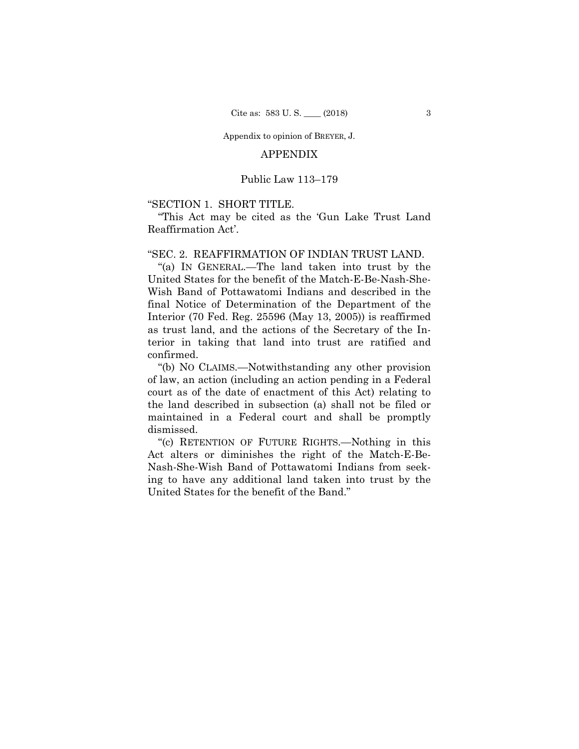## APPENDIX

### Public Law 113–179

"SECTION 1. SHORT TITLE.

"This Act may be cited as the 'Gun Lake Trust Land Reaffirmation Act'.

"SEC. 2. REAFFIRMATION OF INDIAN TRUST LAND.

"(a) IN GENERAL.—The land taken into trust by the United States for the benefit of the Match-E-Be-Nash-She-Wish Band of Pottawatomi Indians and described in the final Notice of Determination of the Department of the Interior (70 Fed. Reg. 25596 (May 13, 2005)) is reaffirmed as trust land, and the actions of the Secretary of the Interior in taking that land into trust are ratified and confirmed.

"(b) NO CLAIMS.—Notwithstanding any other provision of law, an action (including an action pending in a Federal court as of the date of enactment of this Act) relating to the land described in subsection (a) shall not be filed or maintained in a Federal court and shall be promptly dismissed.

"(c) RETENTION OF FUTURE RIGHTS.—Nothing in this Act alters or diminishes the right of the Match-E-Be-Nash-She-Wish Band of Pottawatomi Indians from seeking to have any additional land taken into trust by the United States for the benefit of the Band."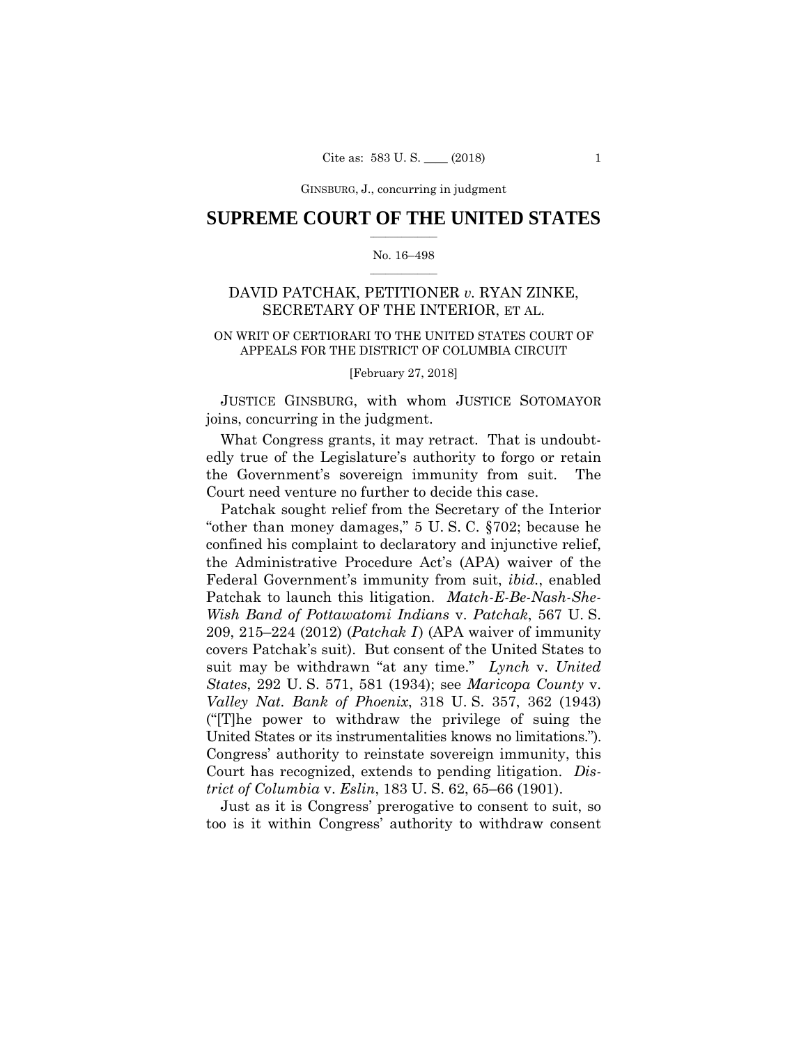GINSBURG, J., concurring in judgment

# SUPREME COURT OF THE UNITED STATES

No. 16–498

DAVID PATCHAK, PETITIONER *v.* RYAN ZINKE, SECRETARY OF THE INTERIOR, ET AL.

ON WRIT OF CERTIORARI TO THE UNITED STATES COURT OF APPEALS FOR THE DISTRICT OF COLUMBIA CIRCUIT

[February 27, 2018]

JUSTICE GINSBURG, with whom JUSTICE SOTOMAYOR joins, concurring in the judgment.

What Congress grants, it may retract. That is undoubtedly true of the Legislature's authority to forgo or retain the Government's sovereign immunity from suit. The Court need venture no further to decide this case.

Patchak sought relief from the Secretary of the Interior "other than money damages," 5 U. S. C. §702; because he confined his complaint to declaratory and injunctive relief, the Administrative Procedure Act's (APA) waiver of the Federal Government's immunity from suit, *ibid.*, enabled Patchak to launch this litigation. *Match-E-Be-Nash-She-Wish Band of Pottawatomi Indians* v. *Patchak*, 567 U. S. 209, 215–224 (2012) (*Patchak I*) (APA waiver of immunity covers Patchak's suit). But consent of the United States to suit may be withdrawn "at any time." *Lynch* v. *United States*, 292 U. S. 571, 581 (1934); see *Maricopa County* v. *Valley Nat. Bank of Phoenix*, 318 U. S. 357, 362 (1943) ("[T]he power to withdraw the privilege of suing the United States or its instrumentalities knows no limitations."). Congress' authority to reinstate sovereign immunity, this Court has recognized, extends to pending litigation. *District of Columbia* v. *Eslin*, 183 U. S. 62, 65–66 (1901).

Just as it is Congress' prerogative to consent to suit, so too is it within Congress' authority to withdraw consent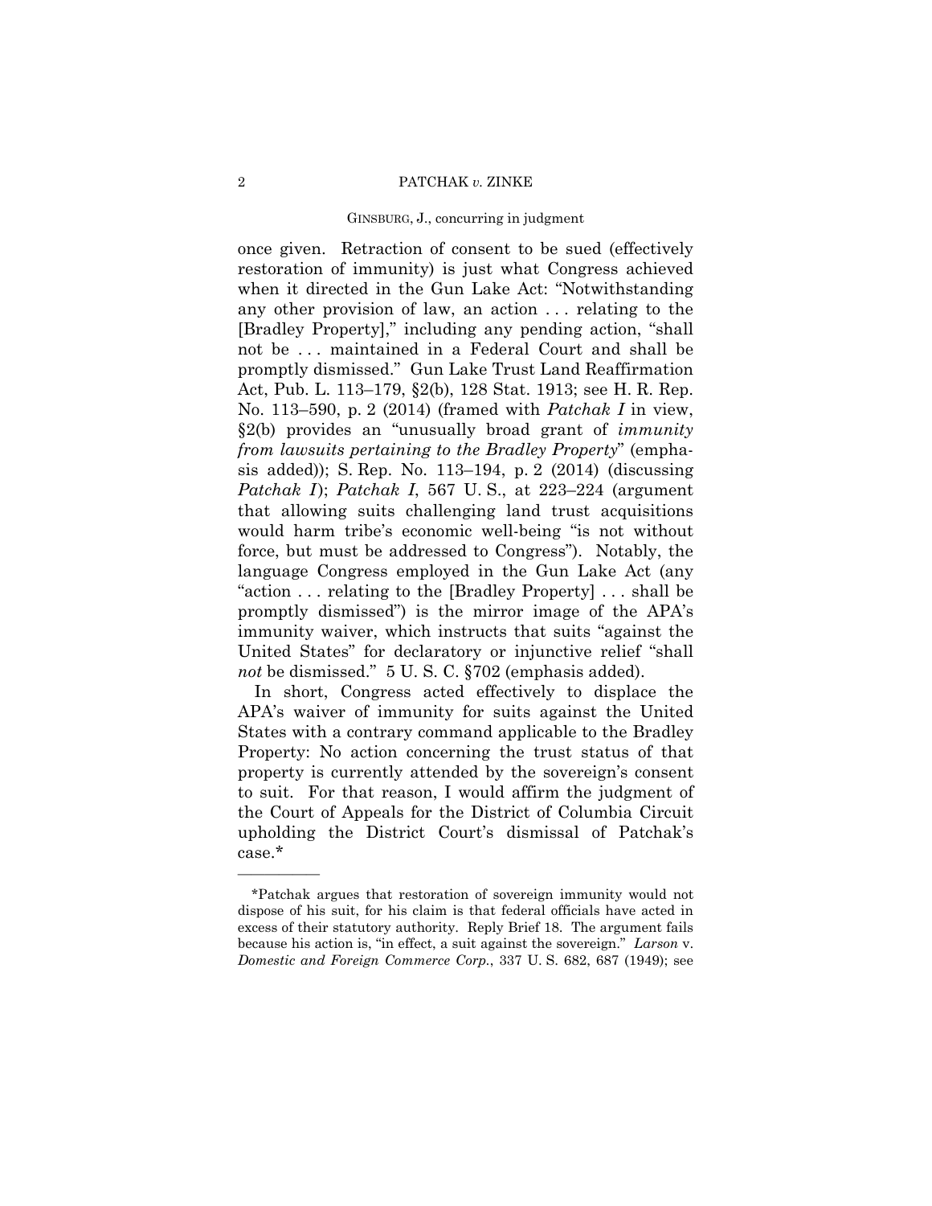once given. Retraction of consent to be sued (effectively restoration of immunity) is just what Congress achieved when it directed in the Gun Lake Act: "Notwithstanding any other provision of law, an action . . . relating to the [Bradley Property]," including any pending action, "shall not be . . . maintained in a Federal Court and shall be promptly dismissed." Gun Lake Trust Land Reaffirmation Act, Pub. L. 113–179, §2(b), 128 Stat. 1913; see H. R. Rep. No. 113–590, p. 2 (2014) (framed with *Patchak I* in view, §2(b) provides an "unusually broad grant of *immunity from lawsuits pertaining to the Bradley Property*" (emphasis added)); S. Rep. No. 113–194, p. 2 (2014) (discussing *Patchak I*); *Patchak I*, 567 U. S., at 223–224 (argument that allowing suits challenging land trust acquisitions would harm tribe's economic well-being "is not without force, but must be addressed to Congress"). Notably, the language Congress employed in the Gun Lake Act (any "action . . . relating to the [Bradley Property] . . . shall be promptly dismissed") is the mirror image of the APA's immunity waiver, which instructs that suits "against the United States" for declaratory or injunctive relief "shall *not* be dismissed." 5 U. S. C. §702 (emphasis added).

In short, Congress acted effectively to displace the APA's waiver of immunity for suits against the United States with a contrary command applicable to the Bradley Property: No action concerning the trust status of that property is currently attended by the sovereign's consent to suit. For that reason, I would affirm the judgment of the Court of Appeals for the District of Columbia Circuit upholding the District Court's dismissal of Patchak's case.*

---

*Patchak argues that restoration of sovereign immunity would not dispose of his suit, for his claim is that federal officials have acted in excess of their statutory authority. Reply Brief 18. The argument fails because his action is, "in effect, a suit against the sovereign." *Larson* v. *Domestic and Foreign Commerce Corp.*, 337 U. S. 682, 687 (1949); see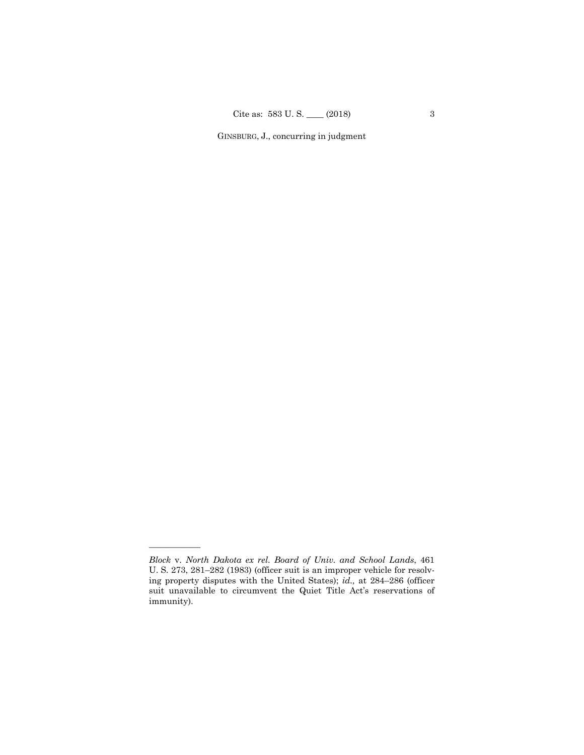*Block* v. *North Dakota ex rel. Board of Univ. and School Lands*, 461 U. S. 273, 281–282 (1983) (officer suit is an improper vehicle for resolving property disputes with the United States); *id.,* at 284–286 (officer suit unavailable to circumvent the Quiet Title Act's reservations of immunity).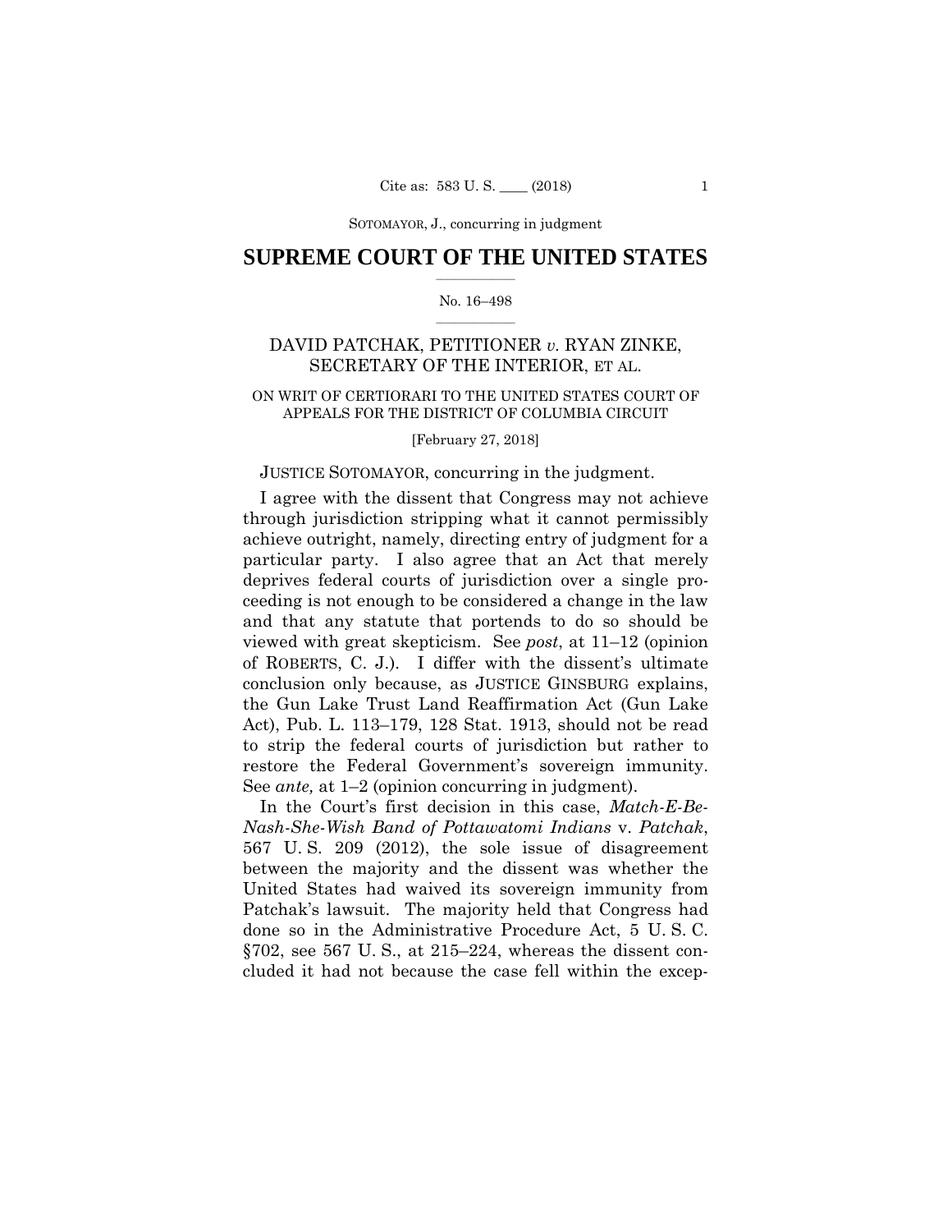SOTOMAYOR, J., concurring in judgment

# SUPREME COURT OF THE UNITED STATES

No. 16–498

## DAVID PATCHAK, PETITIONER *v.* RYAN ZINKE, SECRETARY OF THE INTERIOR, ET AL.

ON WRIT OF CERTIORARI TO THE UNITED STATES COURT OF APPEALS FOR THE DISTRICT OF COLUMBIA CIRCUIT

[February 27, 2018]

JUSTICE SOTOMAYOR, concurring in the judgment.

I agree with the dissent that Congress may not achieve through jurisdiction stripping what it cannot permissibly achieve outright, namely, directing entry of judgment for a particular party. I also agree that an Act that merely deprives federal courts of jurisdiction over a single proceeding is not enough to be considered a change in the law and that any statute that portends to do so should be viewed with great skepticism. See *post*, at 11–12 (opinion of ROBERTS, C. J.). I differ with the dissent's ultimate conclusion only because, as JUSTICE GINSBURG explains, the Gun Lake Trust Land Reaffirmation Act (Gun Lake Act), Pub. L. 113–179, 128 Stat. 1913, should not be read to strip the federal courts of jurisdiction but rather to restore the Federal Government's sovereign immunity. See *ante,* at 1–2 (opinion concurring in judgment).

In the Court's first decision in this case, *Match-E-Be-Nash-She-Wish Band of Pottawatomi Indians* v. *Patchak*, 567 U. S. 209 (2012), the sole issue of disagreement between the majority and the dissent was whether the United States had waived its sovereign immunity from Patchak's lawsuit. The majority held that Congress had done so in the Administrative Procedure Act, 5 U. S. C. §702, see 567 U. S., at 215–224, whereas the dissent concluded it had not because the case fell within the excep-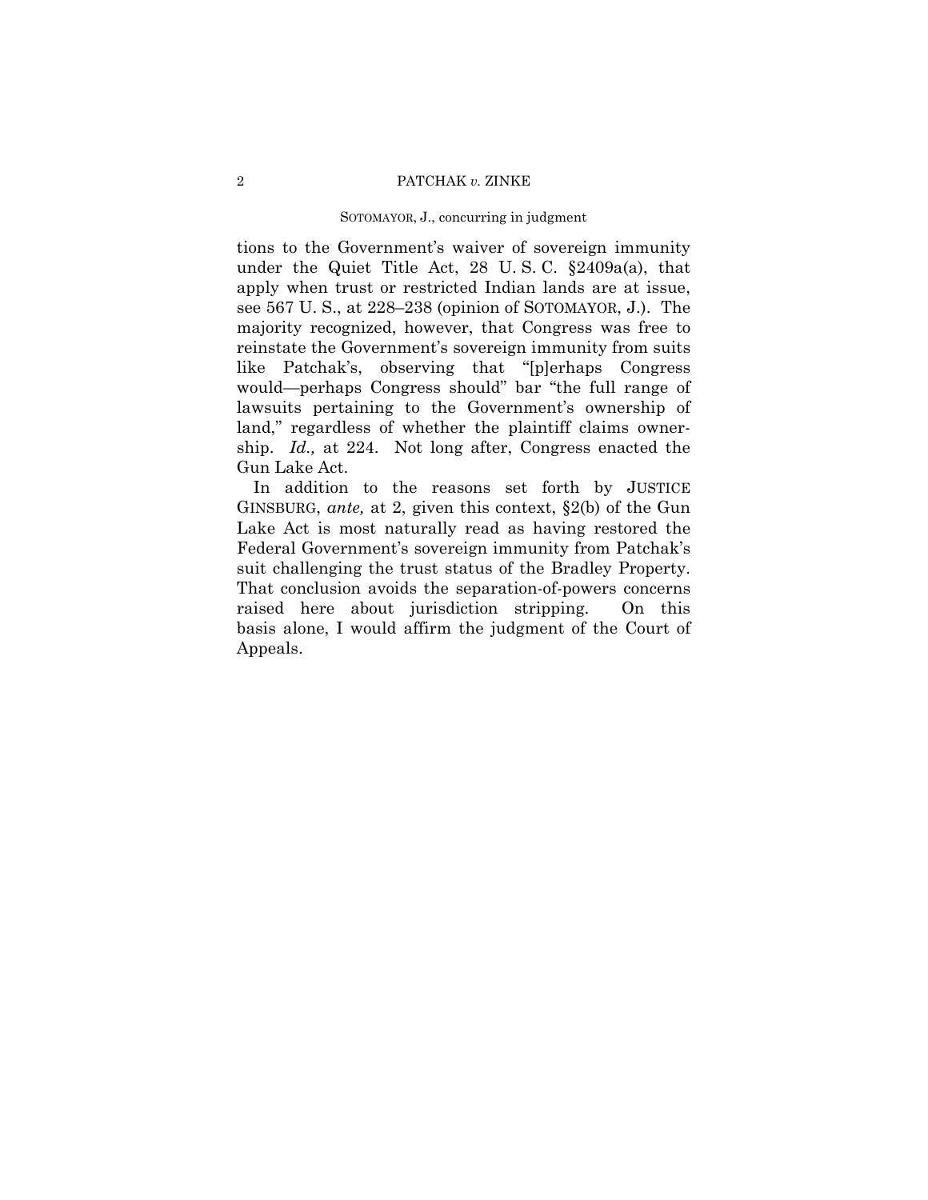tions to the Government's waiver of sovereign immunity under the Quiet Title Act, 28 U. S. C. §2409a(a), that apply when trust or restricted Indian lands are at issue, see 567 U. S., at 228–238 (opinion of SOTOMAYOR, J.). The majority recognized, however, that Congress was free to reinstate the Government's sovereign immunity from suits like Patchak's, observing that "[p]erhaps Congress would—perhaps Congress should" bar "the full range of lawsuits pertaining to the Government's ownership of land," regardless of whether the plaintiff claims ownership. *Id.,* at 224. Not long after, Congress enacted the Gun Lake Act.

In addition to the reasons set forth by JUSTICE GINSBURG, *ante,* at 2, given this context, §2(b) of the Gun Lake Act is most naturally read as having restored the Federal Government's sovereign immunity from Patchak's suit challenging the trust status of the Bradley Property. That conclusion avoids the separation-of-powers concerns raised here about jurisdiction stripping. On this basis alone, I would affirm the judgment of the Court of Appeals.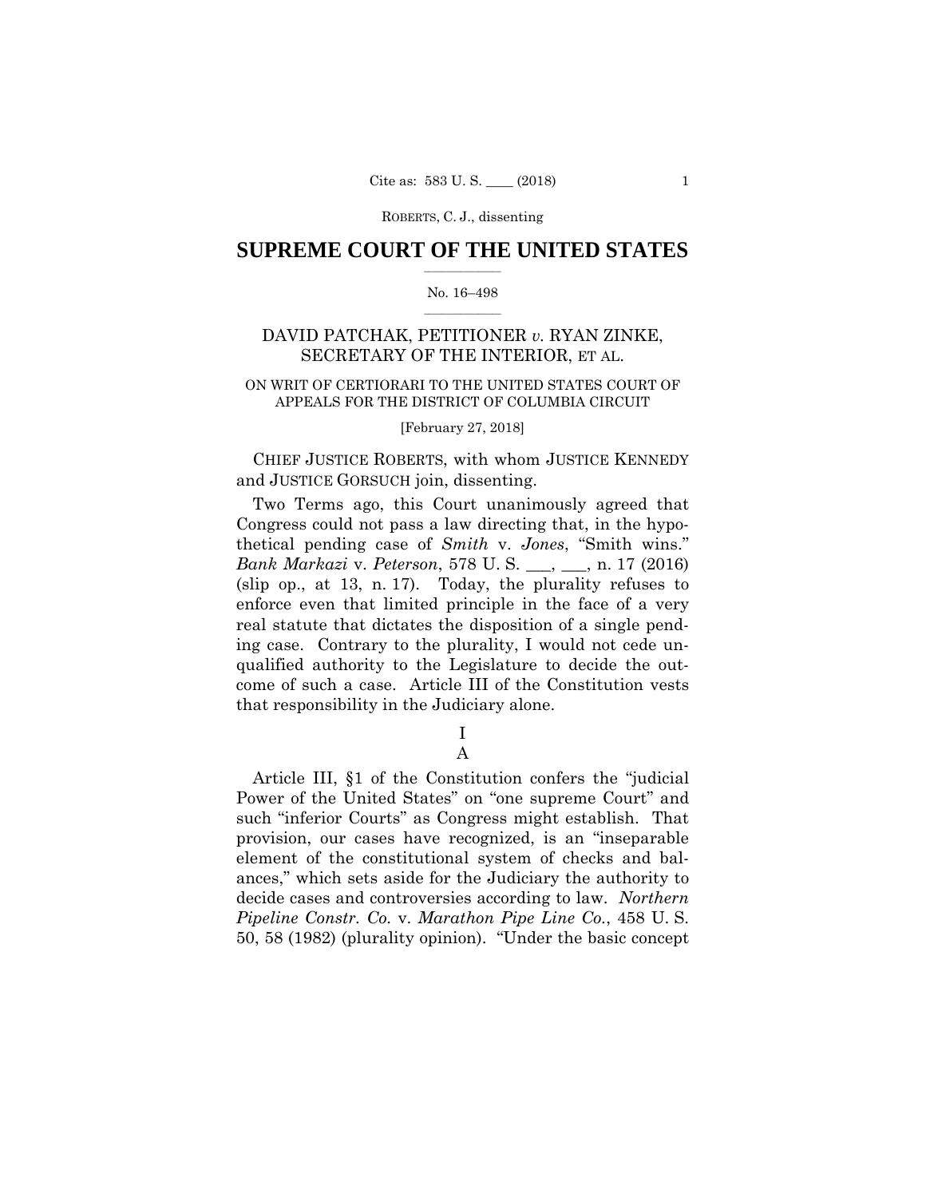# SUPREME COURT OF THE UNITED STATES

No. 16–498

DAVID PATCHAK, PETITIONER *v.* RYAN ZINKE, SECRETARY OF THE INTERIOR, ET AL.

ON WRIT OF CERTIORARI TO THE UNITED STATES COURT OF APPEALS FOR THE DISTRICT OF COLUMBIA CIRCUIT

[February 27, 2018]

CHIEF JUSTICE ROBERTS, with whom JUSTICE KENNEDY and JUSTICE GORSUCH join, dissenting.

Two Terms ago, this Court unanimously agreed that Congress could not pass a law directing that, in the hypothetical pending case of *Smith* v. *Jones*, "Smith wins." *Bank Markazi* v. *Peterson*, 578 U. S. ___, ___, n. 17 (2016) (slip op., at 13, n. 17). Today, the plurality refuses to enforce even that limited principle in the face of a very real statute that dictates the disposition of a single pending case. Contrary to the plurality, I would not cede unqualified authority to the Legislature to decide the outcome of such a case. Article III of the Constitution vests that responsibility in the Judiciary alone.

## I

### A

Article III, §1 of the Constitution confers the "judicial Power of the United States" on "one supreme Court" and such "inferior Courts" as Congress might establish. That provision, our cases have recognized, is an "inseparable element of the constitutional system of checks and balances," which sets aside for the Judiciary the authority to decide cases and controversies according to law. *Northern Pipeline Constr. Co.* v. *Marathon Pipe Line Co.*, 458 U. S. 50, 58 (1982) (plurality opinion). "Under the basic concept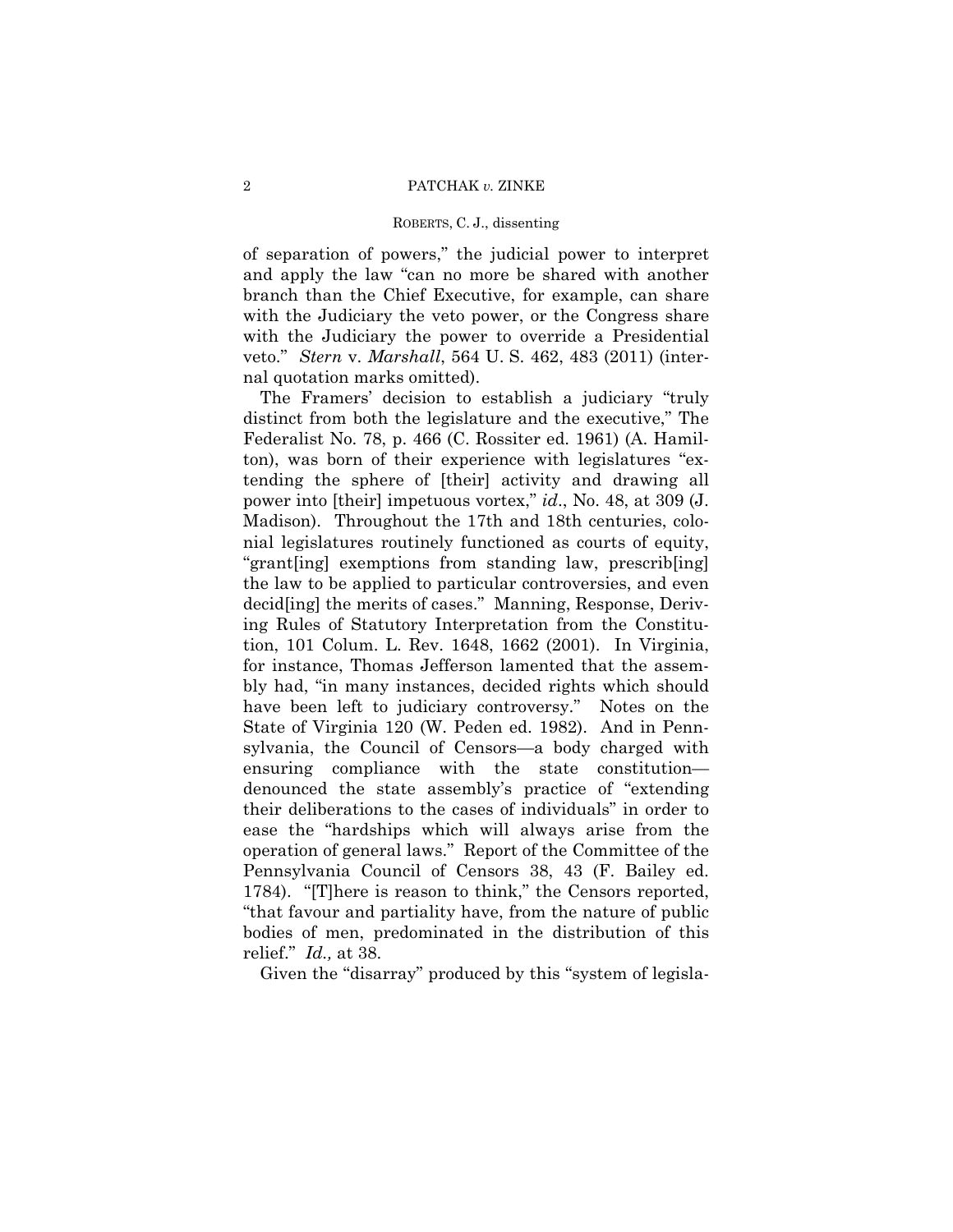of separation of powers," the judicial power to interpret and apply the law "can no more be shared with another branch than the Chief Executive, for example, can share with the Judiciary the veto power, or the Congress share with the Judiciary the power to override a Presidential veto." *Stern* v. *Marshall*, 564 U. S. 462, 483 (2011) (internal quotation marks omitted).

The Framers' decision to establish a judiciary "truly distinct from both the legislature and the executive," The Federalist No. 78, p. 466 (C. Rossiter ed. 1961) (A. Hamilton), was born of their experience with legislatures "extending the sphere of [their] activity and drawing all power into [their] impetuous vortex," *id*., No. 48, at 309 (J. Madison). Throughout the 17th and 18th centuries, colonial legislatures routinely functioned as courts of equity, "grant[ing] exemptions from standing law, prescrib[ing] the law to be applied to particular controversies, and even decid[ing] the merits of cases." Manning, Response, Deriving Rules of Statutory Interpretation from the Constitution, 101 Colum. L. Rev. 1648, 1662 (2001). In Virginia, for instance, Thomas Jefferson lamented that the assembly had, "in many instances, decided rights which should have been left to judiciary controversy." Notes on the State of Virginia 120 (W. Peden ed. 1982). And in Pennsylvania, the Council of Censors—a body charged with ensuring compliance with the state constitution—denounced the state assembly's practice of "extending their deliberations to the cases of individuals" in order to ease the "hardships which will always arise from the operation of general laws." Report of the Committee of the Pennsylvania Council of Censors 38, 43 (F. Bailey ed. 1784). "[T]here is reason to think," the Censors reported, "that favour and partiality have, from the nature of public bodies of men, predominated in the distribution of this relief." *Id.,* at 38.

Given the "disarray" produced by this "system of legisla-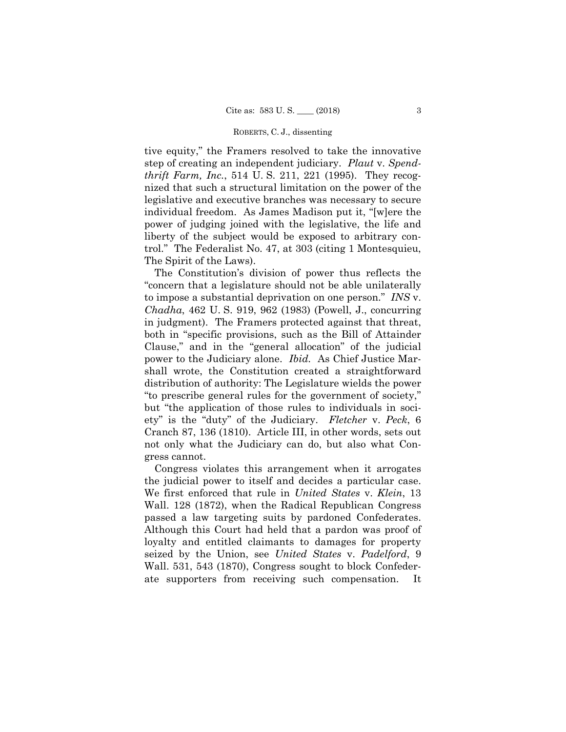tive equity," the Framers resolved to take the innovative step of creating an independent judiciary. *Plaut* v. *Spendthrift Farm, Inc.*, 514 U. S. 211, 221 (1995). They recognized that such a structural limitation on the power of the legislative and executive branches was necessary to secure individual freedom. As James Madison put it, "[w]ere the power of judging joined with the legislative, the life and liberty of the subject would be exposed to arbitrary control." The Federalist No. 47, at 303 (citing 1 Montesquieu, The Spirit of the Laws).

The Constitution's division of power thus reflects the "concern that a legislature should not be able unilaterally to impose a substantial deprivation on one person." *INS* v. *Chadha*, 462 U. S. 919, 962 (1983) (Powell, J., concurring in judgment). The Framers protected against that threat, both in "specific provisions, such as the Bill of Attainder Clause," and in the "general allocation" of the judicial power to the Judiciary alone. *Ibid.* As Chief Justice Marshall wrote, the Constitution created a straightforward distribution of authority: The Legislature wields the power "to prescribe general rules for the government of society," but "the application of those rules to individuals in society" is the "duty" of the Judiciary. *Fletcher* v. *Peck*, 6 Cranch 87, 136 (1810). Article III, in other words, sets out not only what the Judiciary can do, but also what Congress cannot.

Congress violates this arrangement when it arrogates the judicial power to itself and decides a particular case. We first enforced that rule in *United States* v. *Klein*, 13 Wall. 128 (1872), when the Radical Republican Congress passed a law targeting suits by pardoned Confederates. Although this Court had held that a pardon was proof of loyalty and entitled claimants to damages for property seized by the Union, see *United States* v. *Padelford*, 9 Wall. 531, 543 (1870), Congress sought to block Confederate supporters from receiving such compensation. It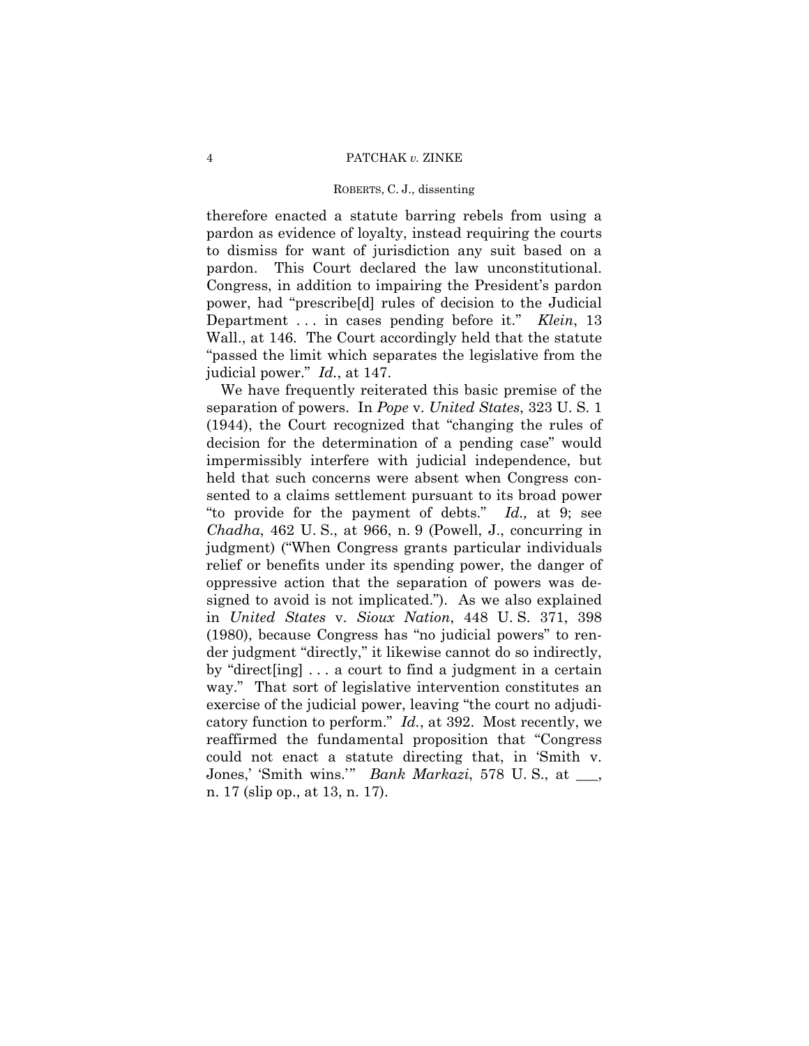therefore enacted a statute barring rebels from using a pardon as evidence of loyalty, instead requiring the courts to dismiss for want of jurisdiction any suit based on a pardon. This Court declared the law unconstitutional. Congress, in addition to impairing the President's pardon power, had "prescribe[d] rules of decision to the Judicial Department . . . in cases pending before it." *Klein*, 13 Wall., at 146. The Court accordingly held that the statute "passed the limit which separates the legislative from the judicial power." *Id.*, at 147.

We have frequently reiterated this basic premise of the separation of powers. In *Pope* v. *United States*, 323 U. S. 1 (1944), the Court recognized that "changing the rules of decision for the determination of a pending case" would impermissibly interfere with judicial independence, but held that such concerns were absent when Congress consented to a claims settlement pursuant to its broad power "to provide for the payment of debts." *Id.,* at 9; see *Chadha*, 462 U. S., at 966, n. 9 (Powell, J., concurring in judgment) ("When Congress grants particular individuals relief or benefits under its spending power, the danger of oppressive action that the separation of powers was designed to avoid is not implicated."). As we also explained in *United States* v. *Sioux Nation*, 448 U. S. 371, 398 (1980), because Congress has "no judicial powers" to render judgment "directly," it likewise cannot do so indirectly, by "direct[ing] . . . a court to find a judgment in a certain way." That sort of legislative intervention constitutes an exercise of the judicial power, leaving "the court no adjudicatory function to perform." *Id.*, at 392. Most recently, we reaffirmed the fundamental proposition that "Congress could not enact a statute directing that, in 'Smith v. Jones,' 'Smith wins.'" *Bank Markazi*, 578 U. S., at \_\_\_, n. 17 (slip op., at 13, n. 17).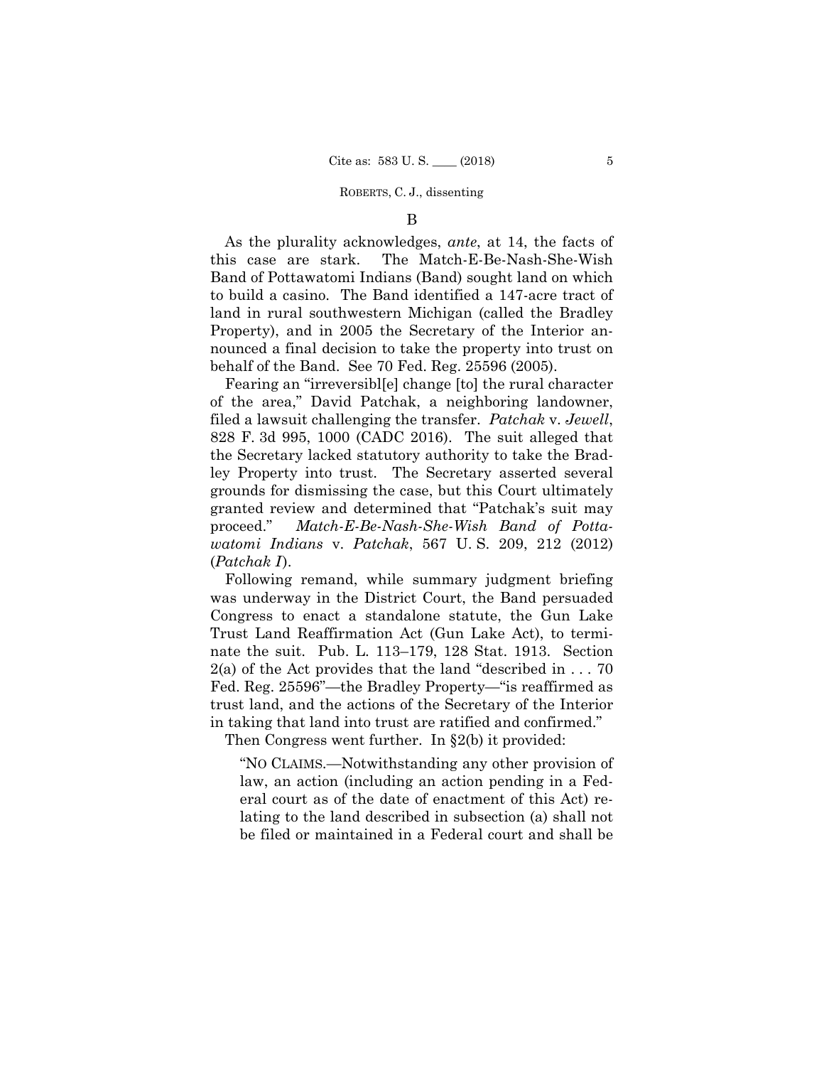B

As the plurality acknowledges, *ante*, at 14, the facts of this case are stark. The Match-E-Be-Nash-She-Wish Band of Pottawatomi Indians (Band) sought land on which to build a casino. The Band identified a 147-acre tract of land in rural southwestern Michigan (called the Bradley Property), and in 2005 the Secretary of the Interior announced a final decision to take the property into trust on behalf of the Band. See 70 Fed. Reg. 25596 (2005).

Fearing an "irreversibl[e] change [to] the rural character of the area," David Patchak, a neighboring landowner, filed a lawsuit challenging the transfer. *Patchak* v. *Jewell*, 828 F. 3d 995, 1000 (CADC 2016). The suit alleged that the Secretary lacked statutory authority to take the Bradley Property into trust. The Secretary asserted several grounds for dismissing the case, but this Court ultimately granted review and determined that "Patchak's suit may proceed." *Match-E-Be-Nash-She-Wish Band of Pottawatomi Indians* v. *Patchak*, 567 U. S. 209, 212 (2012) (*Patchak I*).

Following remand, while summary judgment briefing was underway in the District Court, the Band persuaded Congress to enact a standalone statute, the Gun Lake Trust Land Reaffirmation Act (Gun Lake Act), to terminate the suit. Pub. L. 113–179, 128 Stat. 1913. Section 2(a) of the Act provides that the land "described in . . . 70 Fed. Reg. 25596"—the Bradley Property—"is reaffirmed as trust land, and the actions of the Secretary of the Interior in taking that land into trust are ratified and confirmed."

Then Congress went further. In §2(b) it provided:

> "NO CLAIMS.—Notwithstanding any other provision of law, an action (including an action pending in a Federal court as of the date of enactment of this Act) relating to the land described in subsection (a) shall not be filed or maintained in a Federal court and shall be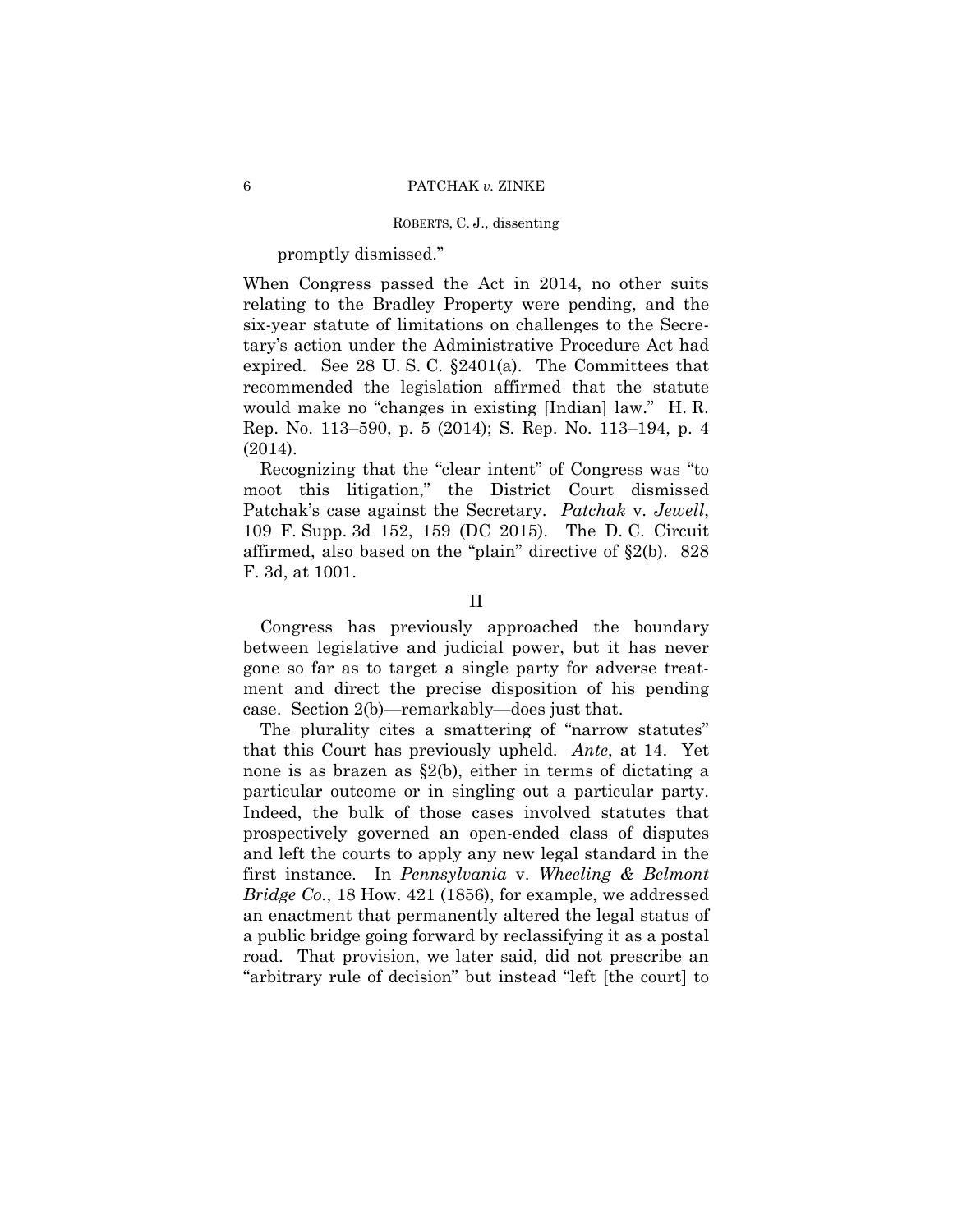promptly dismissed."

When Congress passed the Act in 2014, no other suits relating to the Bradley Property were pending, and the six-year statute of limitations on challenges to the Secretary's action under the Administrative Procedure Act had expired. See 28 U. S. C. §2401(a). The Committees that recommended the legislation affirmed that the statute would make no "changes in existing [Indian] law." H. R. Rep. No. 113–590, p. 5 (2014); S. Rep. No. 113–194, p. 4 (2014).

Recognizing that the "clear intent" of Congress was "to moot this litigation," the District Court dismissed Patchak's case against the Secretary. *Patchak* v. *Jewell*, 109 F. Supp. 3d 152, 159 (DC 2015). The D. C. Circuit affirmed, also based on the "plain" directive of §2(b). 828 F. 3d, at 1001.

## II

Congress has previously approached the boundary between legislative and judicial power, but it has never gone so far as to target a single party for adverse treatment and direct the precise disposition of his pending case. Section 2(b)—remarkably—does just that.

The plurality cites a smattering of "narrow statutes" that this Court has previously upheld. *Ante*, at 14. Yet none is as brazen as §2(b), either in terms of dictating a particular outcome or in singling out a particular party. Indeed, the bulk of those cases involved statutes that prospectively governed an open-ended class of disputes and left the courts to apply any new legal standard in the first instance. In *Pennsylvania* v. *Wheeling & Belmont Bridge Co.*, 18 How. 421 (1856), for example, we addressed an enactment that permanently altered the legal status of a public bridge going forward by reclassifying it as a postal road. That provision, we later said, did not prescribe an "arbitrary rule of decision" but instead "left [the court] to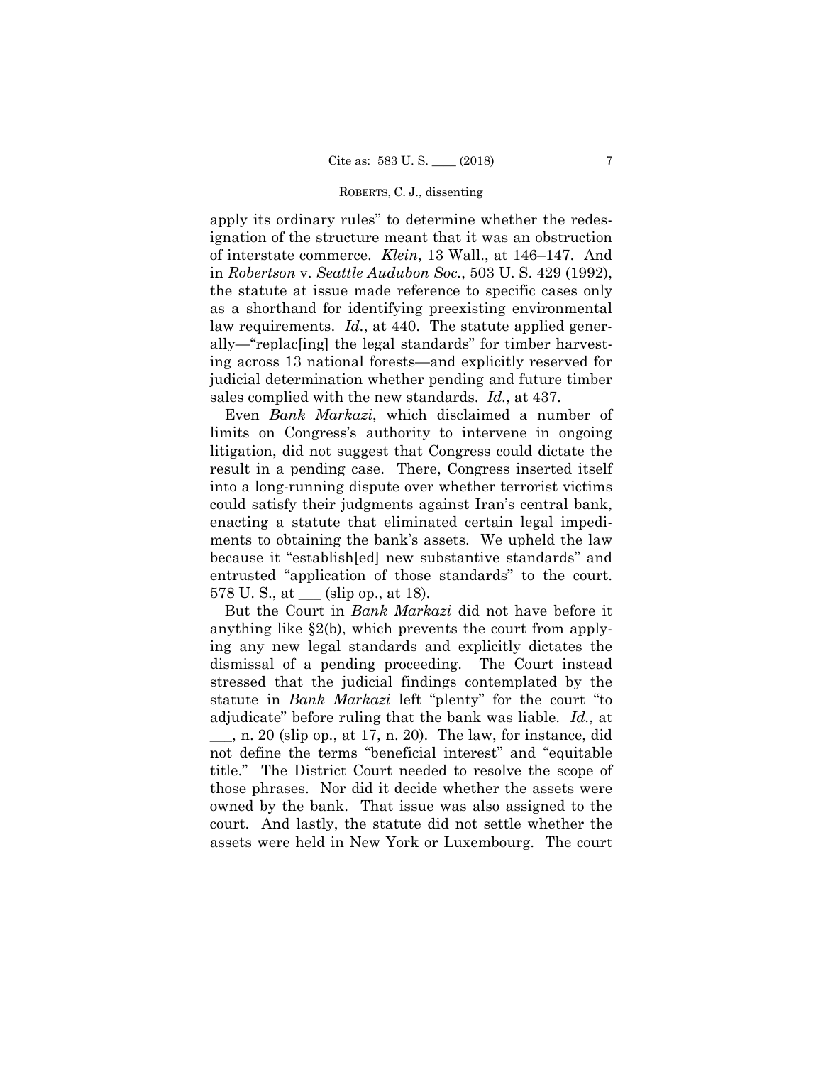apply its ordinary rules" to determine whether the redesignation of the structure meant that it was an obstruction of interstate commerce. *Klein*, 13 Wall., at 146–147. And in *Robertson* v. *Seattle Audubon Soc.*, 503 U. S. 429 (1992), the statute at issue made reference to specific cases only as a shorthand for identifying preexisting environmental law requirements. *Id.*, at 440. The statute applied generally—"replac[ing] the legal standards" for timber harvesting across 13 national forests—and explicitly reserved for judicial determination whether pending and future timber sales complied with the new standards. *Id.*, at 437.

Even *Bank Markazi*, which disclaimed a number of limits on Congress's authority to intervene in ongoing litigation, did not suggest that Congress could dictate the result in a pending case. There, Congress inserted itself into a long-running dispute over whether terrorist victims could satisfy their judgments against Iran's central bank, enacting a statute that eliminated certain legal impediments to obtaining the bank's assets. We upheld the law because it "establish[ed] new substantive standards" and entrusted "application of those standards" to the court. 578 U. S., at ___ (slip op., at 18).

But the Court in *Bank Markazi* did not have before it anything like §2(b), which prevents the court from applying any new legal standards and explicitly dictates the dismissal of a pending proceeding. The Court instead stressed that the judicial findings contemplated by the statute in *Bank Markazi* left "plenty" for the court "to adjudicate" before ruling that the bank was liable. *Id.*, at ___, n. 20 (slip op., at 17, n. 20). The law, for instance, did not define the terms "beneficial interest" and "equitable title." The District Court needed to resolve the scope of those phrases. Nor did it decide whether the assets were owned by the bank. That issue was also assigned to the court. And lastly, the statute did not settle whether the assets were held in New York or Luxembourg. The court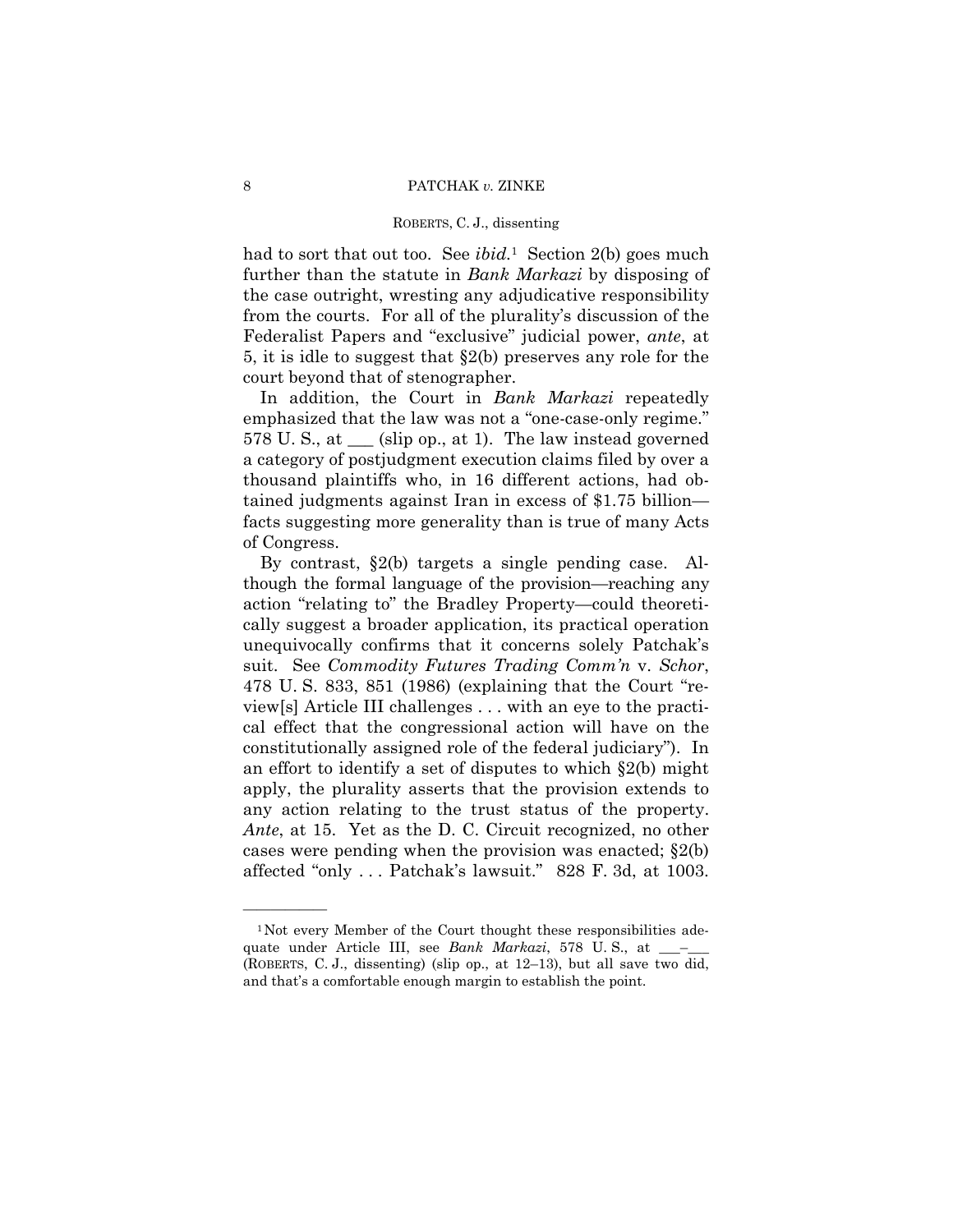had to sort that out too. See *ibid.*[1] Section 2(b) goes much further than the statute in *Bank Markazi* by disposing of the case outright, wresting any adjudicative responsibility from the courts. For all of the plurality's discussion of the Federalist Papers and "exclusive" judicial power, *ante*, at 5, it is idle to suggest that §2(b) preserves any role for the court beyond that of stenographer.

In addition, the Court in *Bank Markazi* repeatedly emphasized that the law was not a "one-case-only regime." 578 U. S., at ___ (slip op., at 1). The law instead governed a category of postjudgment execution claims filed by over a thousand plaintiffs who, in 16 different actions, had obtained judgments against Iran in excess of $1.75 billion—facts suggesting more generality than is true of many Acts of Congress.

By contrast, §2(b) targets a single pending case. Although the formal language of the provision—reaching any action "relating to" the Bradley Property—could theoretically suggest a broader application, its practical operation unequivocally confirms that it concerns solely Patchak's suit. See *Commodity Futures Trading Comm'n* v. *Schor*, 478 U. S. 833, 851 (1986) (explaining that the Court "review[s] Article III challenges . . . with an eye to the practical effect that the congressional action will have on the constitutionally assigned role of the federal judiciary"). In an effort to identify a set of disputes to which §2(b) might apply, the plurality asserts that the provision extends to any action relating to the trust status of the property. *Ante*, at 15. Yet as the D. C. Circuit recognized, no other cases were pending when the provision was enacted; §2(b) affected "only . . . Patchak's lawsuit." 828 F. 3d, at 1003.

---

[1] Not every Member of the Court thought these responsibilities adequate under Article III, see *Bank Markazi*, 578 U. S., at ___–___ (ROBERTS, C. J., dissenting) (slip op., at 12–13), but all save two did, and that's a comfortable enough margin to establish the point.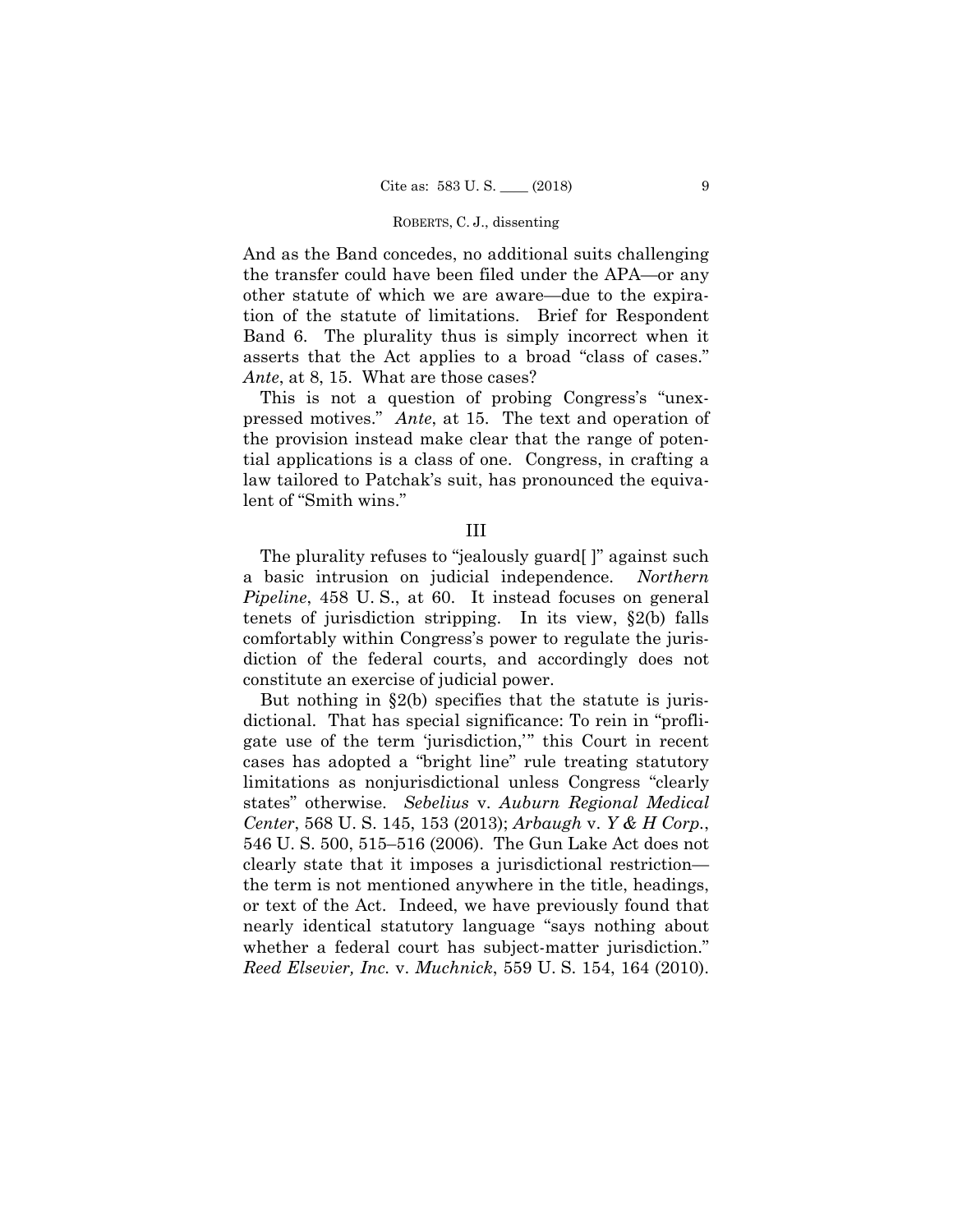And as the Band concedes, no additional suits challenging the transfer could have been filed under the APA—or any other statute of which we are aware—due to the expiration of the statute of limitations. Brief for Respondent Band 6. The plurality thus is simply incorrect when it asserts that the Act applies to a broad "class of cases." *Ante*, at 8, 15. What are those cases?

This is not a question of probing Congress's "unexpressed motives." *Ante*, at 15. The text and operation of the provision instead make clear that the range of potential applications is a class of one. Congress, in crafting a law tailored to Patchak's suit, has pronounced the equivalent of "Smith wins."

## III

The plurality refuses to "jealously guard[ ]" against such a basic intrusion on judicial independence. *Northern Pipeline*, 458 U. S., at 60. It instead focuses on general tenets of jurisdiction stripping. In its view, §2(b) falls comfortably within Congress's power to regulate the jurisdiction of the federal courts, and accordingly does not constitute an exercise of judicial power.

But nothing in §2(b) specifies that the statute is jurisdictional. That has special significance: To rein in "profligate use of the term 'jurisdiction,'" this Court in recent cases has adopted a "bright line" rule treating statutory limitations as nonjurisdictional unless Congress "clearly states" otherwise. *Sebelius* v. *Auburn Regional Medical Center*, 568 U. S. 145, 153 (2013); *Arbaugh* v. *Y & H Corp.*, 546 U. S. 500, 515–516 (2006). The Gun Lake Act does not clearly state that it imposes a jurisdictional restriction—the term is not mentioned anywhere in the title, headings, or text of the Act. Indeed, we have previously found that nearly identical statutory language "says nothing about whether a federal court has subject-matter jurisdiction." *Reed Elsevier, Inc.* v. *Muchnick*, 559 U. S. 154, 164 (2010).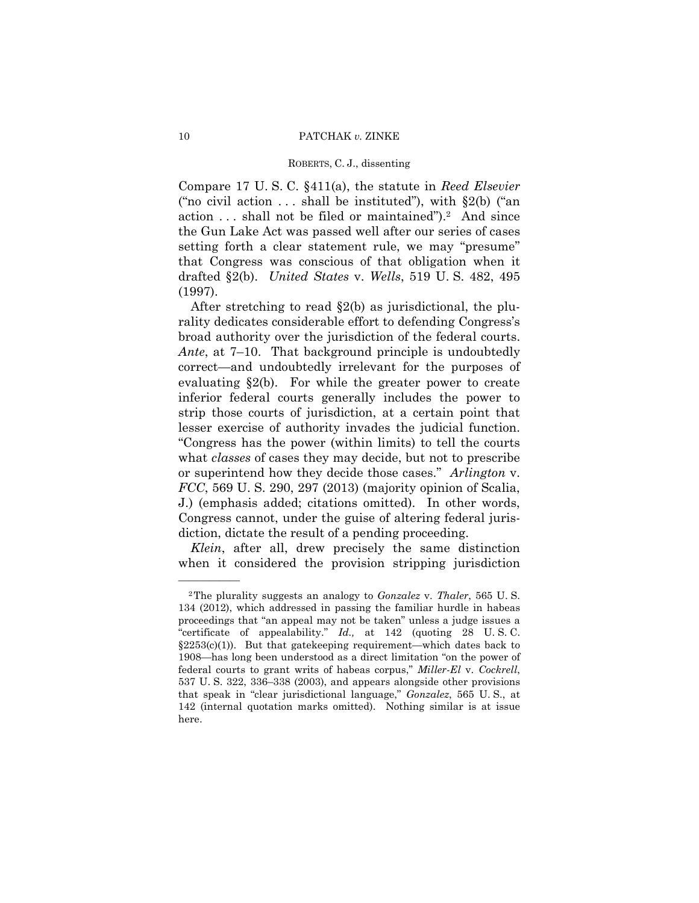Compare 17 U. S. C. §411(a), the statute in *Reed Elsevier* ("no civil action . . . shall be instituted"), with §2(b) ("an action . . . shall not be filed or maintained").[2] And since the Gun Lake Act was passed well after our series of cases setting forth a clear statement rule, we may "presume" that Congress was conscious of that obligation when it drafted §2(b). *United States* v. *Wells*, 519 U. S. 482, 495 (1997).

After stretching to read §2(b) as jurisdictional, the plurality dedicates considerable effort to defending Congress's broad authority over the jurisdiction of the federal courts. *Ante*, at 7–10. That background principle is undoubtedly correct—and undoubtedly irrelevant for the purposes of evaluating §2(b). For while the greater power to create inferior federal courts generally includes the power to strip those courts of jurisdiction, at a certain point that lesser exercise of authority invades the judicial function. "Congress has the power (within limits) to tell the courts what *classes* of cases they may decide, but not to prescribe or superintend how they decide those cases." *Arlington* v. *FCC*, 569 U. S. 290, 297 (2013) (majority opinion of Scalia, J.) (emphasis added; citations omitted). In other words, Congress cannot, under the guise of altering federal jurisdiction, dictate the result of a pending proceeding.

*Klein*, after all, drew precisely the same distinction when it considered the provision stripping jurisdiction

---

[2] The plurality suggests an analogy to *Gonzalez* v. *Thaler*, 565 U. S. 134 (2012), which addressed in passing the familiar hurdle in habeas proceedings that "an appeal may not be taken" unless a judge issues a "certificate of appealability." *Id.,* at 142 (quoting 28 U. S. C. §2253(c)(1)). But that gatekeeping requirement—which dates back to 1908—has long been understood as a direct limitation "on the power of federal courts to grant writs of habeas corpus," *Miller-El* v. *Cockrell*, 537 U. S. 322, 336–338 (2003), and appears alongside other provisions that speak in "clear jurisdictional language," *Gonzalez*, 565 U. S., at 142 (internal quotation marks omitted). Nothing similar is at issue here.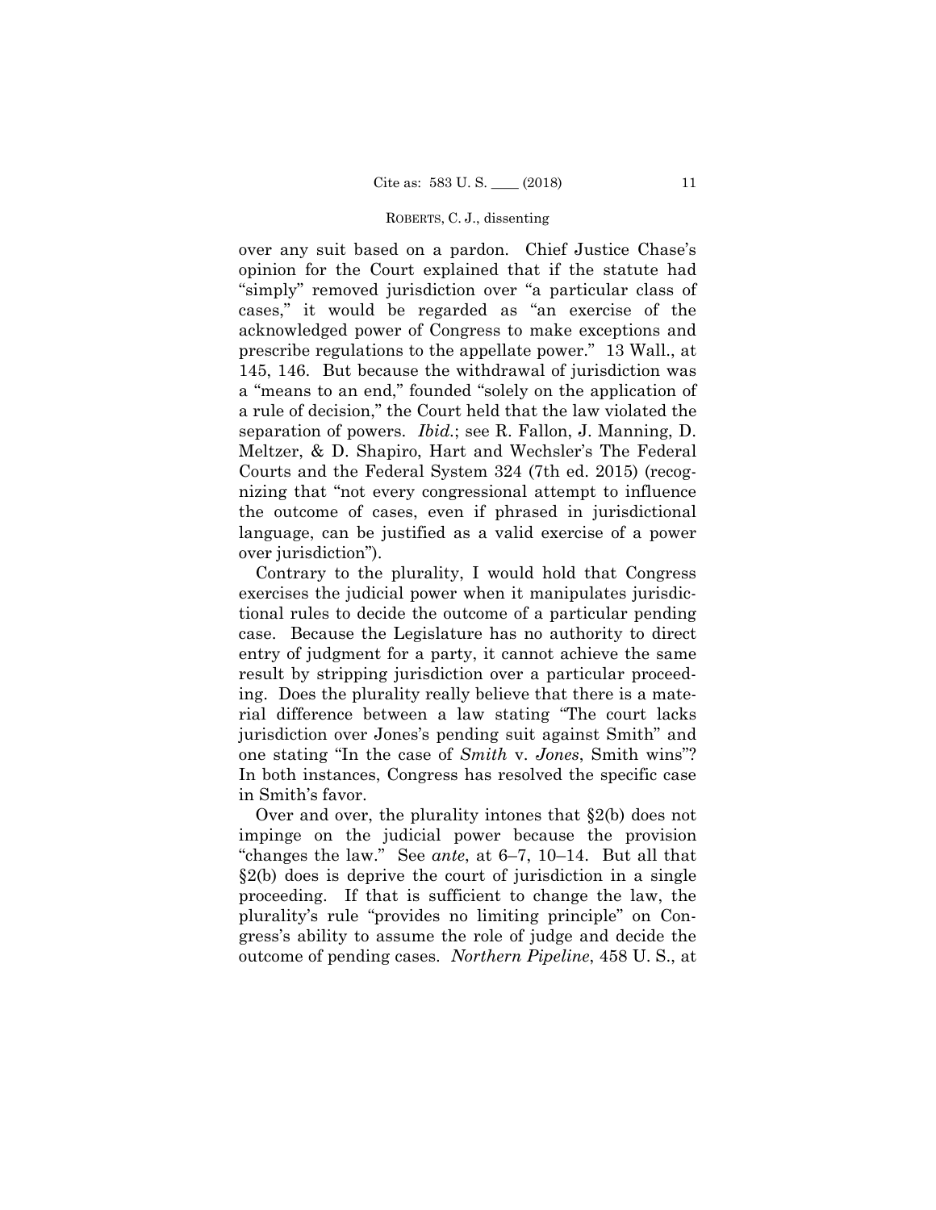over any suit based on a pardon. Chief Justice Chase's opinion for the Court explained that if the statute had "simply" removed jurisdiction over "a particular class of cases," it would be regarded as "an exercise of the acknowledged power of Congress to make exceptions and prescribe regulations to the appellate power." 13 Wall., at 145, 146. But because the withdrawal of jurisdiction was a "means to an end," founded "solely on the application of a rule of decision," the Court held that the law violated the separation of powers. *Ibid.*; see R. Fallon, J. Manning, D. Meltzer, & D. Shapiro, Hart and Wechsler's The Federal Courts and the Federal System 324 (7th ed. 2015) (recognizing that "not every congressional attempt to influence the outcome of cases, even if phrased in jurisdictional language, can be justified as a valid exercise of a power over jurisdiction").

Contrary to the plurality, I would hold that Congress exercises the judicial power when it manipulates jurisdictional rules to decide the outcome of a particular pending case. Because the Legislature has no authority to direct entry of judgment for a party, it cannot achieve the same result by stripping jurisdiction over a particular proceeding. Does the plurality really believe that there is a material difference between a law stating "The court lacks jurisdiction over Jones's pending suit against Smith" and one stating "In the case of *Smith* v. *Jones*, Smith wins"? In both instances, Congress has resolved the specific case in Smith's favor.

Over and over, the plurality intones that §2(b) does not impinge on the judicial power because the provision "changes the law." See *ante*, at 6–7, 10–14. But all that §2(b) does is deprive the court of jurisdiction in a single proceeding. If that is sufficient to change the law, the plurality's rule "provides no limiting principle" on Congress's ability to assume the role of judge and decide the outcome of pending cases. *Northern Pipeline*, 458 U. S., at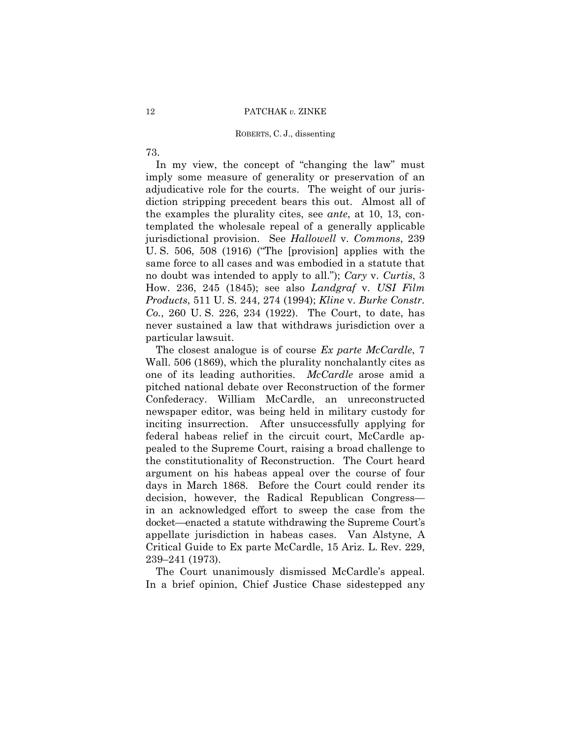73.

In my view, the concept of "changing the law" must imply some measure of generality or preservation of an adjudicative role for the courts. The weight of our jurisdiction stripping precedent bears this out. Almost all of the examples the plurality cites, see *ante*, at 10, 13, contemplated the wholesale repeal of a generally applicable jurisdictional provision. See *Hallowell* v. *Commons*, 239 U. S. 506, 508 (1916) ("The [provision] applies with the same force to all cases and was embodied in a statute that no doubt was intended to apply to all."); *Cary* v. *Curtis*, 3 How. 236, 245 (1845); see also *Landgraf* v. *USI Film Products*, 511 U. S. 244, 274 (1994); *Kline* v. *Burke Constr. Co.*, 260 U. S. 226, 234 (1922). The Court, to date, has never sustained a law that withdraws jurisdiction over a particular lawsuit.

The closest analogue is of course *Ex parte McCardle*, 7 Wall. 506 (1869), which the plurality nonchalantly cites as one of its leading authorities. *McCardle* arose amid a pitched national debate over Reconstruction of the former Confederacy. William McCardle, an unreconstructed newspaper editor, was being held in military custody for inciting insurrection. After unsuccessfully applying for federal habeas relief in the circuit court, McCardle appealed to the Supreme Court, raising a broad challenge to the constitutionality of Reconstruction. The Court heard argument on his habeas appeal over the course of four days in March 1868. Before the Court could render its decision, however, the Radical Republican Congress—in an acknowledged effort to sweep the case from the docket—enacted a statute withdrawing the Supreme Court's appellate jurisdiction in habeas cases. Van Alstyne, A Critical Guide to Ex parte McCardle, 15 Ariz. L. Rev. 229, 239–241 (1973).

The Court unanimously dismissed McCardle's appeal. In a brief opinion, Chief Justice Chase sidestepped any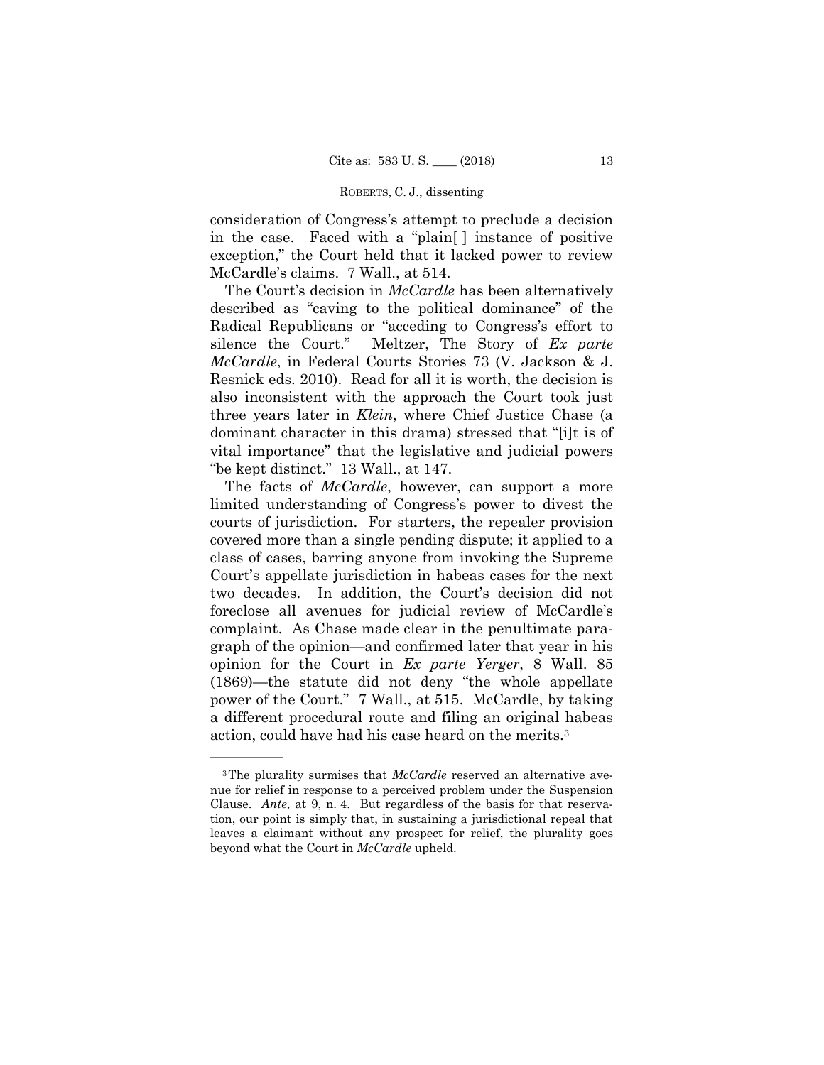consideration of Congress's attempt to preclude a decision in the case. Faced with a "plain[ ] instance of positive exception," the Court held that it lacked power to review McCardle's claims. 7 Wall., at 514.

The Court's decision in *McCardle* has been alternatively described as "caving to the political dominance" of the Radical Republicans or "acceding to Congress's effort to silence the Court." Meltzer, The Story of *Ex parte McCardle*, in Federal Courts Stories 73 (V. Jackson & J. Resnick eds. 2010). Read for all it is worth, the decision is also inconsistent with the approach the Court took just three years later in *Klein*, where Chief Justice Chase (a dominant character in this drama) stressed that "[i]t is of vital importance" that the legislative and judicial powers "be kept distinct." 13 Wall., at 147.

The facts of *McCardle*, however, can support a more limited understanding of Congress's power to divest the courts of jurisdiction. For starters, the repealer provision covered more than a single pending dispute; it applied to a class of cases, barring anyone from invoking the Supreme Court's appellate jurisdiction in habeas cases for the next two decades. In addition, the Court's decision did not foreclose all avenues for judicial review of McCardle's complaint. As Chase made clear in the penultimate paragraph of the opinion—and confirmed later that year in his opinion for the Court in *Ex parte Yerger*, 8 Wall. 85 (1869)—the statute did not deny "the whole appellate power of the Court." 7 Wall., at 515. McCardle, by taking a different procedural route and filing an original habeas action, could have had his case heard on the merits.[3]

---

[3] The plurality surmises that *McCardle* reserved an alternative avenue for relief in response to a perceived problem under the Suspension Clause. *Ante*, at 9, n. 4. But regardless of the basis for that reservation, our point is simply that, in sustaining a jurisdictional repeal that leaves a claimant without any prospect for relief, the plurality goes beyond what the Court in *McCardle* upheld.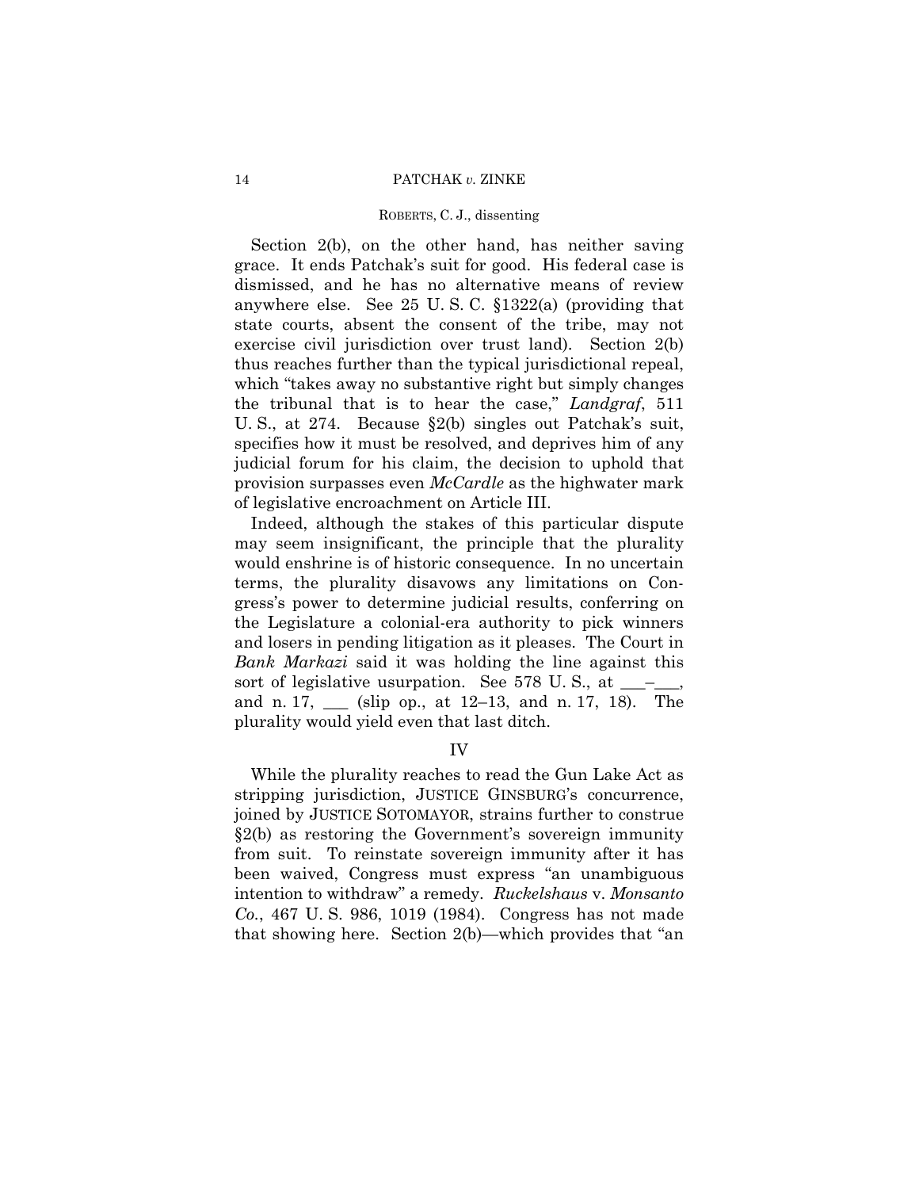Section 2(b), on the other hand, has neither saving grace. It ends Patchak's suit for good. His federal case is dismissed, and he has no alternative means of review anywhere else. See 25 U. S. C. §1322(a) (providing that state courts, absent the consent of the tribe, may not exercise civil jurisdiction over trust land). Section 2(b) thus reaches further than the typical jurisdictional repeal, which "takes away no substantive right but simply changes the tribunal that is to hear the case," *Landgraf*, 511 U. S., at 274. Because §2(b) singles out Patchak's suit, specifies how it must be resolved, and deprives him of any judicial forum for his claim, the decision to uphold that provision surpasses even *McCardle* as the highwater mark of legislative encroachment on Article III.

Indeed, although the stakes of this particular dispute may seem insignificant, the principle that the plurality would enshrine is of historic consequence. In no uncertain terms, the plurality disavows any limitations on Congress's power to determine judicial results, conferring on the Legislature a colonial-era authority to pick winners and losers in pending litigation as it pleases. The Court in *Bank Markazi* said it was holding the line against this sort of legislative usurpation. See 578 U. S., at ___–___, and n. 17, ___ (slip op., at 12–13, and n. 17, 18). The plurality would yield even that last ditch.

## IV

While the plurality reaches to read the Gun Lake Act as stripping jurisdiction, JUSTICE GINSBURG's concurrence, joined by JUSTICE SOTOMAYOR, strains further to construe §2(b) as restoring the Government's sovereign immunity from suit. To reinstate sovereign immunity after it has been waived, Congress must express "an unambiguous intention to withdraw" a remedy. *Ruckelshaus* v. *Monsanto Co.*, 467 U. S. 986, 1019 (1984). Congress has not made that showing here. Section 2(b)—which provides that "an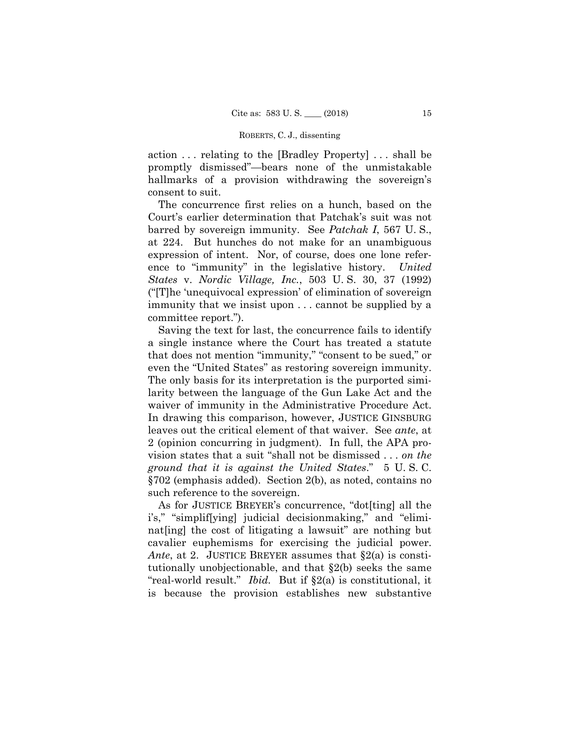action . . . relating to the [Bradley Property] . . . shall be promptly dismissed"—bears none of the unmistakable hallmarks of a provision withdrawing the sovereign's consent to suit.

The concurrence first relies on a hunch, based on the Court's earlier determination that Patchak's suit was not barred by sovereign immunity. See *Patchak I*, 567 U. S., at 224. But hunches do not make for an unambiguous expression of intent. Nor, of course, does one lone reference to "immunity" in the legislative history. *United States* v. *Nordic Village, Inc.*, 503 U. S. 30, 37 (1992) ("[T]he 'unequivocal expression' of elimination of sovereign immunity that we insist upon . . . cannot be supplied by a committee report.").

Saving the text for last, the concurrence fails to identify a single instance where the Court has treated a statute that does not mention "immunity," "consent to be sued," or even the "United States" as restoring sovereign immunity. The only basis for its interpretation is the purported similarity between the language of the Gun Lake Act and the waiver of immunity in the Administrative Procedure Act. In drawing this comparison, however, JUSTICE GINSBURG leaves out the critical element of that waiver. See *ante*, at 2 (opinion concurring in judgment). In full, the APA provision states that a suit "shall not be dismissed . . . *on the ground that it is against the United States*." 5 U. S. C. §702 (emphasis added). Section 2(b), as noted, contains no such reference to the sovereign.

As for JUSTICE BREYER's concurrence, "dot[ting] all the i's," "simplif[ying] judicial decisionmaking," and "eliminat[ing] the cost of litigating a lawsuit" are nothing but cavalier euphemisms for exercising the judicial power. *Ante*, at 2. JUSTICE BREYER assumes that §2(a) is constitutionally unobjectionable, and that §2(b) seeks the same "real-world result." *Ibid.* But if §2(a) is constitutional, it is because the provision establishes new substantive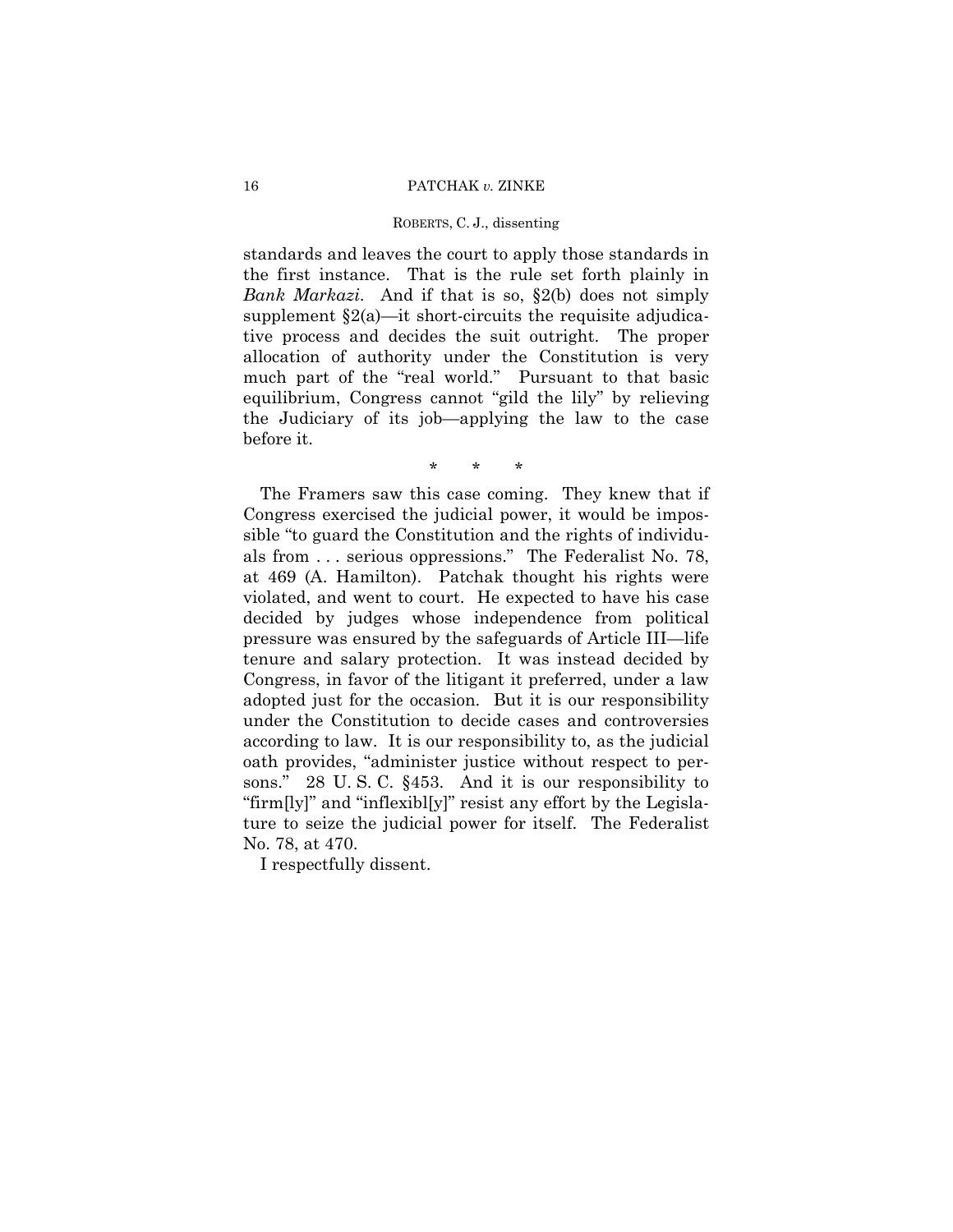standards and leaves the court to apply those standards in the first instance. That is the rule set forth plainly in *Bank Markazi*. And if that is so, §2(b) does not simply supplement §2(a)—it short-circuits the requisite adjudicative process and decides the suit outright. The proper allocation of authority under the Constitution is very much part of the "real world." Pursuant to that basic equilibrium, Congress cannot "gild the lily" by relieving the Judiciary of its job—applying the law to the case before it.

\* \* \*

The Framers saw this case coming. They knew that if Congress exercised the judicial power, it would be impossible "to guard the Constitution and the rights of individuals from . . . serious oppressions." The Federalist No. 78, at 469 (A. Hamilton). Patchak thought his rights were violated, and went to court. He expected to have his case decided by judges whose independence from political pressure was ensured by the safeguards of Article III—life tenure and salary protection. It was instead decided by Congress, in favor of the litigant it preferred, under a law adopted just for the occasion. But it is our responsibility under the Constitution to decide cases and controversies according to law. It is our responsibility to, as the judicial oath provides, "administer justice without respect to persons." 28 U. S. C. §453. And it is our responsibility to "firm[ly]" and "inflexibl[y]" resist any effort by the Legislature to seize the judicial power for itself. The Federalist No. 78, at 470.

I respectfully dissent.